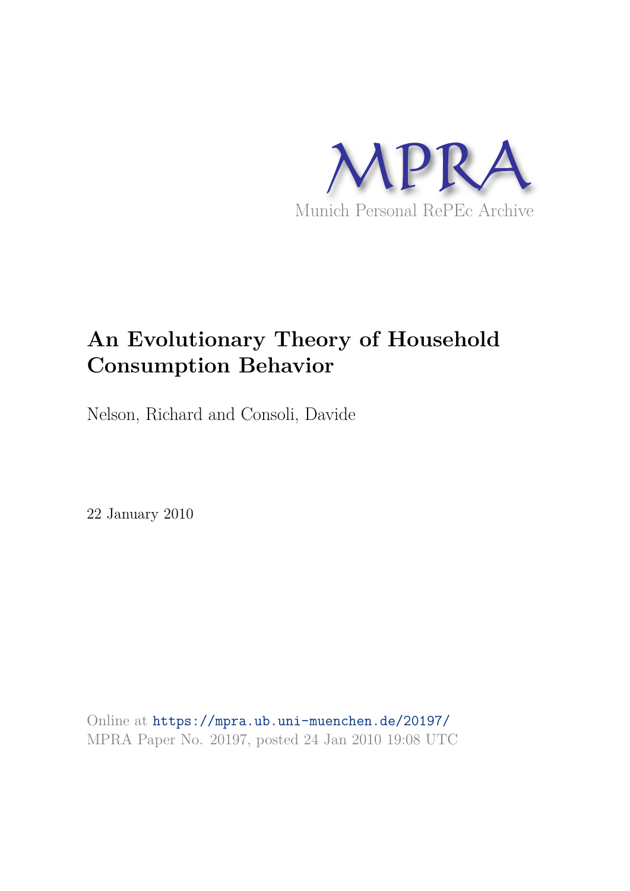MPRA

Munich Personal RePEc Archive

# An Evolutionary Theory of Household Consumption Behavior

Nelson, Richard and Consoli, Davide

22 January 2010

Online at https://mpra.ub.uni-muenchen.de/20197/
MPRA Paper No. 20197, posted 24 Jan 2010 19:08 UTC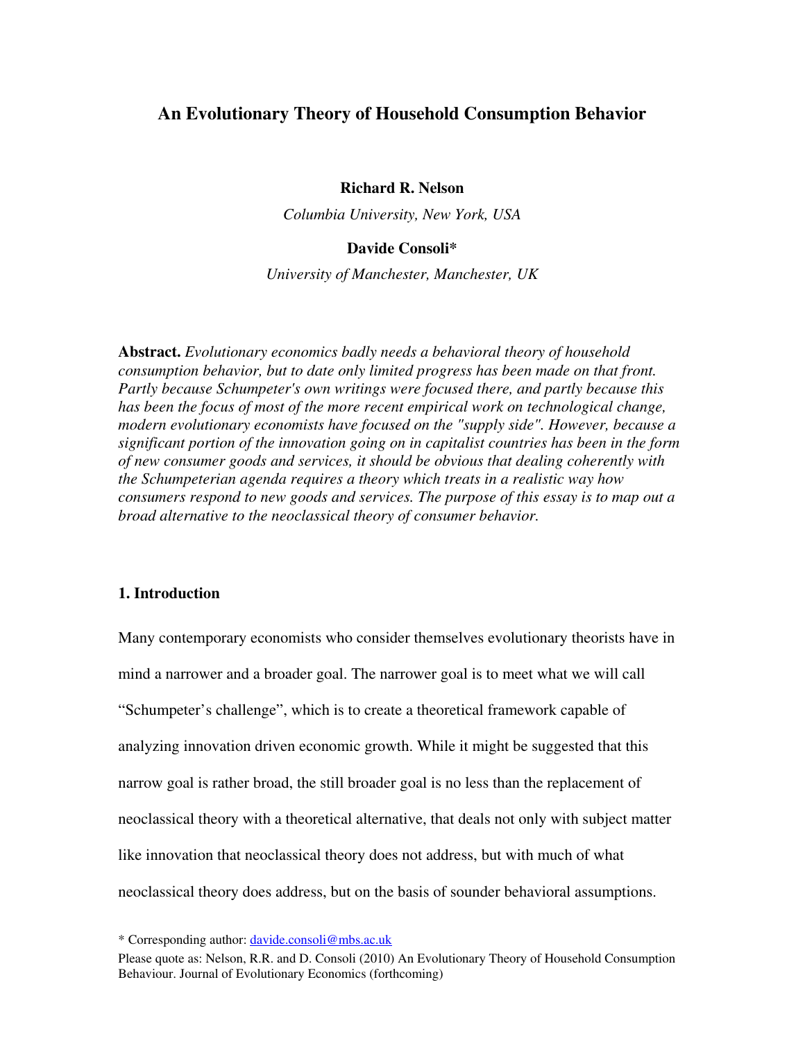# An Evolutionary Theory of Household Consumption Behavior

**Richard R. Nelson**

*Columbia University, New York, USA*

**Davide Consoli***

*University of Manchester, Manchester, UK*

**Abstract.** *Evolutionary economics badly needs a behavioral theory of household consumption behavior, but to date only limited progress has been made on that front. Partly because Schumpeter's own writings were focused there, and partly because this has been the focus of most of the more recent empirical work on technological change, modern evolutionary economists have focused on the "supply side". However, because a significant portion of the innovation going on in capitalist countries has been in the form of new consumer goods and services, it should be obvious that dealing coherently with the Schumpeterian agenda requires a theory which treats in a realistic way how consumers respond to new goods and services. The purpose of this essay is to map out a broad alternative to the neoclassical theory of consumer behavior.*

## 1. Introduction

Many contemporary economists who consider themselves evolutionary theorists have in mind a narrower and a broader goal. The narrower goal is to meet what we will call "Schumpeter's challenge", which is to create a theoretical framework capable of analyzing innovation driven economic growth. While it might be suggested that this narrow goal is rather broad, the still broader goal is no less than the replacement of neoclassical theory with a theoretical alternative, that deals not only with subject matter like innovation that neoclassical theory does not address, but with much of what neoclassical theory does address, but on the basis of sounder behavioral assumptions.

\* Corresponding author: davide.consoli@mbs.ac.uk

Please quote as: Nelson, R.R. and D. Consoli (2010) An Evolutionary Theory of Household Consumption Behaviour. Journal of Evolutionary Economics (forthcoming)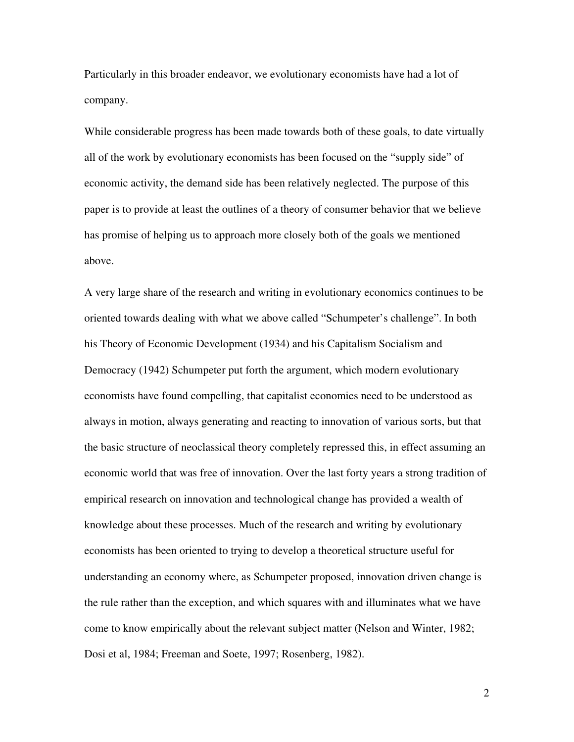Particularly in this broader endeavor, we evolutionary economists have had a lot of company.

While considerable progress has been made towards both of these goals, to date virtually all of the work by evolutionary economists has been focused on the “supply side” of economic activity, the demand side has been relatively neglected. The purpose of this paper is to provide at least the outlines of a theory of consumer behavior that we believe has promise of helping us to approach more closely both of the goals we mentioned above.

A very large share of the research and writing in evolutionary economics continues to be oriented towards dealing with what we above called “Schumpeter’s challenge”. In both his Theory of Economic Development (1934) and his Capitalism Socialism and Democracy (1942) Schumpeter put forth the argument, which modern evolutionary economists have found compelling, that capitalist economies need to be understood as always in motion, always generating and reacting to innovation of various sorts, but that the basic structure of neoclassical theory completely repressed this, in effect assuming an economic world that was free of innovation. Over the last forty years a strong tradition of empirical research on innovation and technological change has provided a wealth of knowledge about these processes. Much of the research and writing by evolutionary economists has been oriented to trying to develop a theoretical structure useful for understanding an economy where, as Schumpeter proposed, innovation driven change is the rule rather than the exception, and which squares with and illuminates what we have come to know empirically about the relevant subject matter (Nelson and Winter, 1982; Dosi et al, 1984; Freeman and Soete, 1997; Rosenberg, 1982).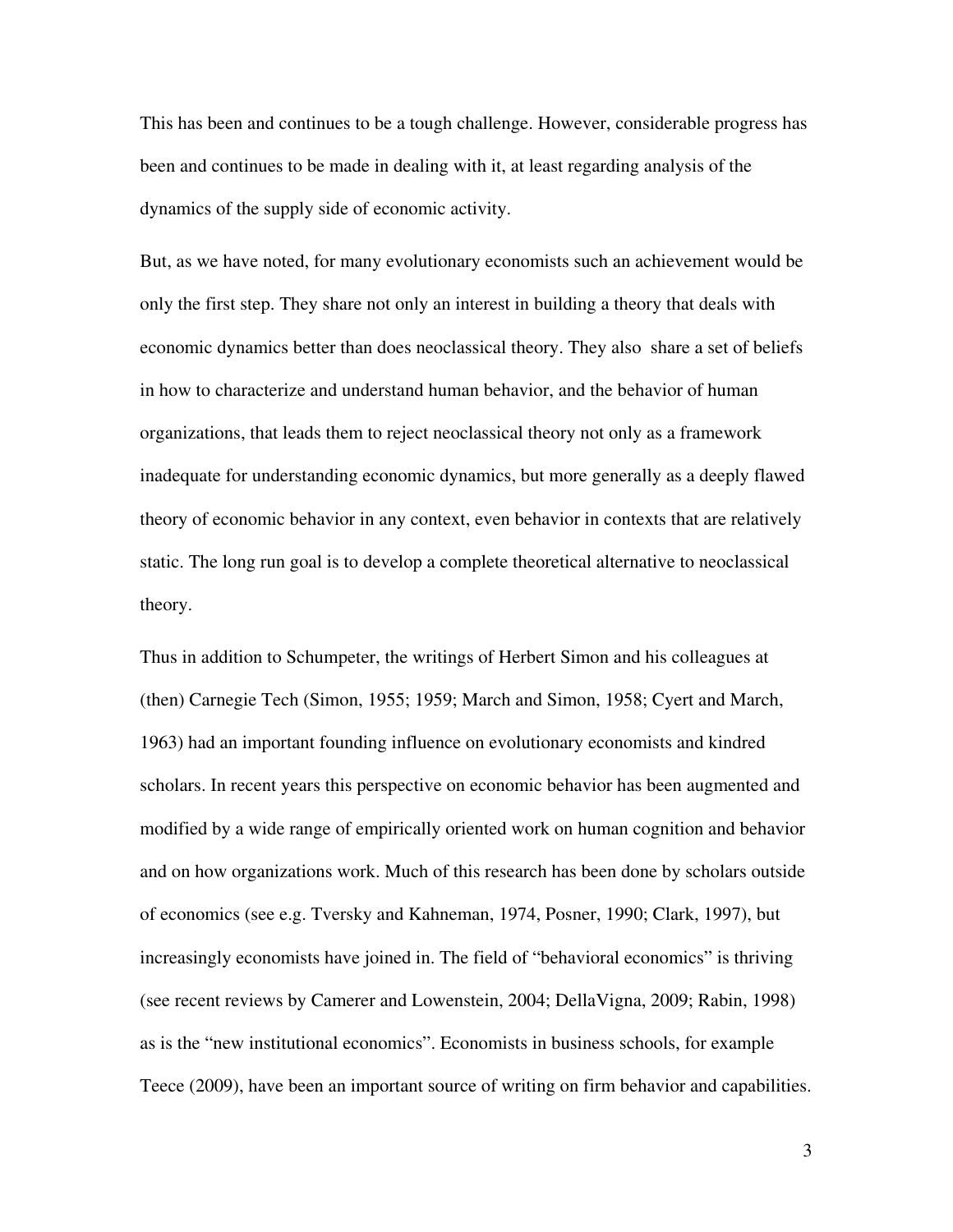This has been and continues to be a tough challenge. However, considerable progress has been and continues to be made in dealing with it, at least regarding analysis of the dynamics of the supply side of economic activity.

But, as we have noted, for many evolutionary economists such an achievement would be only the first step. They share not only an interest in building a theory that deals with economic dynamics better than does neoclassical theory. They also share a set of beliefs in how to characterize and understand human behavior, and the behavior of human organizations, that leads them to reject neoclassical theory not only as a framework inadequate for understanding economic dynamics, but more generally as a deeply flawed theory of economic behavior in any context, even behavior in contexts that are relatively static. The long run goal is to develop a complete theoretical alternative to neoclassical theory.

Thus in addition to Schumpeter, the writings of Herbert Simon and his colleagues at (then) Carnegie Tech (Simon, 1955; 1959; March and Simon, 1958; Cyert and March, 1963) had an important founding influence on evolutionary economists and kindred scholars. In recent years this perspective on economic behavior has been augmented and modified by a wide range of empirically oriented work on human cognition and behavior and on how organizations work. Much of this research has been done by scholars outside of economics (see e.g. Tversky and Kahneman, 1974, Posner, 1990; Clark, 1997), but increasingly economists have joined in. The field of "behavioral economics" is thriving (see recent reviews by Camerer and Lowenstein, 2004; DellaVigna, 2009; Rabin, 1998) as is the "new institutional economics". Economists in business schools, for example Teece (2009), have been an important source of writing on firm behavior and capabilities.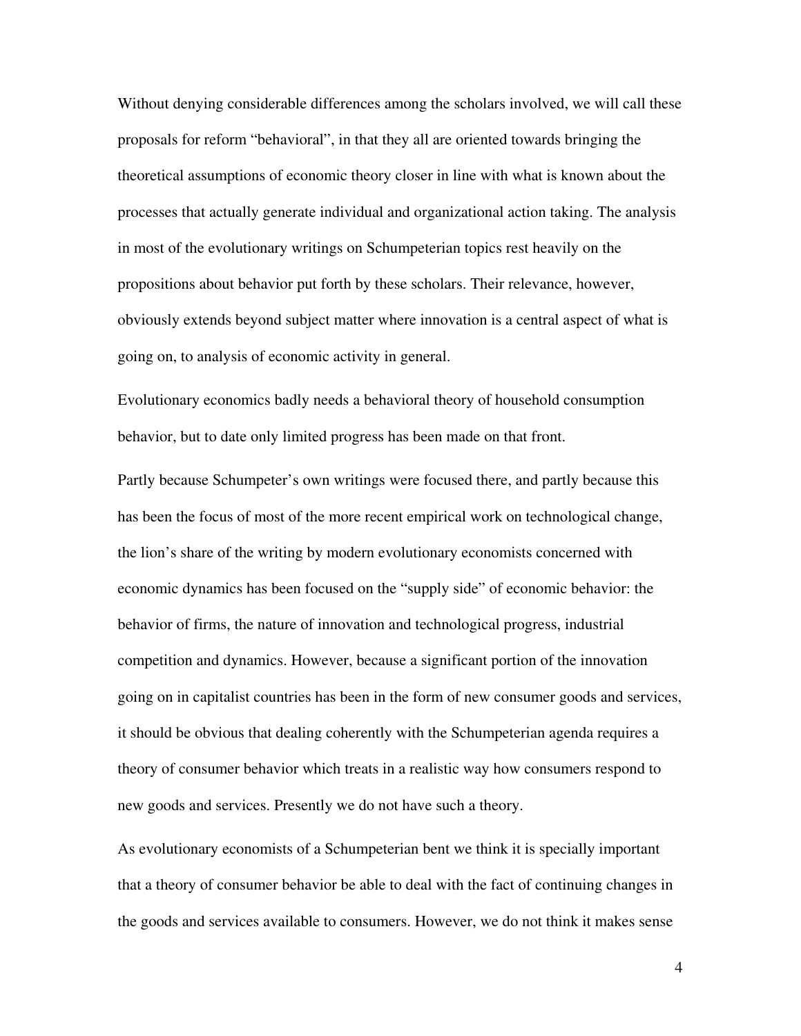Without denying considerable differences among the scholars involved, we will call these proposals for reform "behavioral", in that they all are oriented towards bringing the theoretical assumptions of economic theory closer in line with what is known about the processes that actually generate individual and organizational action taking. The analysis in most of the evolutionary writings on Schumpeterian topics rest heavily on the propositions about behavior put forth by these scholars. Their relevance, however, obviously extends beyond subject matter where innovation is a central aspect of what is going on, to analysis of economic activity in general.

Evolutionary economics badly needs a behavioral theory of household consumption behavior, but to date only limited progress has been made on that front.

Partly because Schumpeter's own writings were focused there, and partly because this has been the focus of most of the more recent empirical work on technological change, the lion's share of the writing by modern evolutionary economists concerned with economic dynamics has been focused on the "supply side" of economic behavior: the behavior of firms, the nature of innovation and technological progress, industrial competition and dynamics. However, because a significant portion of the innovation going on in capitalist countries has been in the form of new consumer goods and services, it should be obvious that dealing coherently with the Schumpeterian agenda requires a theory of consumer behavior which treats in a realistic way how consumers respond to new goods and services. Presently we do not have such a theory.

As evolutionary economists of a Schumpeterian bent we think it is specially important that a theory of consumer behavior be able to deal with the fact of continuing changes in the goods and services available to consumers. However, we do not think it makes sense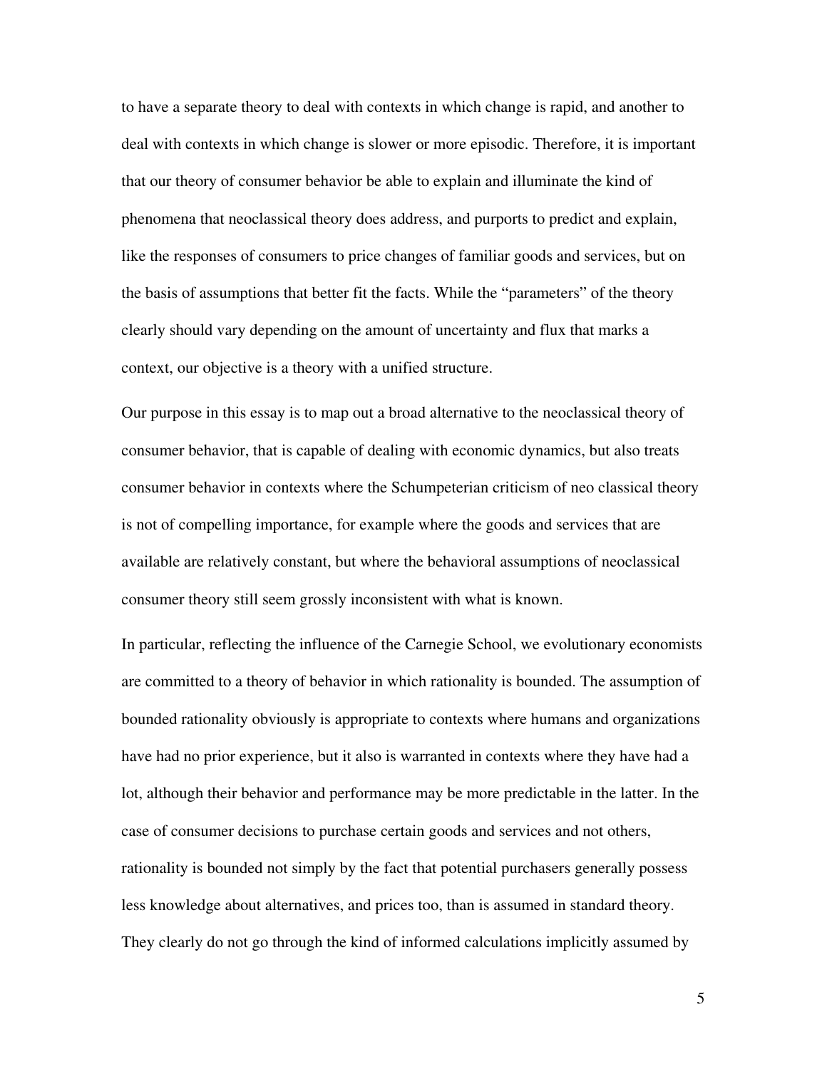to have a separate theory to deal with contexts in which change is rapid, and another to deal with contexts in which change is slower or more episodic. Therefore, it is important that our theory of consumer behavior be able to explain and illuminate the kind of phenomena that neoclassical theory does address, and purports to predict and explain, like the responses of consumers to price changes of familiar goods and services, but on the basis of assumptions that better fit the facts. While the "parameters" of the theory clearly should vary depending on the amount of uncertainty and flux that marks a context, our objective is a theory with a unified structure.

Our purpose in this essay is to map out a broad alternative to the neoclassical theory of consumer behavior, that is capable of dealing with economic dynamics, but also treats consumer behavior in contexts where the Schumpeterian criticism of neo classical theory is not of compelling importance, for example where the goods and services that are available are relatively constant, but where the behavioral assumptions of neoclassical consumer theory still seem grossly inconsistent with what is known.

In particular, reflecting the influence of the Carnegie School, we evolutionary economists are committed to a theory of behavior in which rationality is bounded. The assumption of bounded rationality obviously is appropriate to contexts where humans and organizations have had no prior experience, but it also is warranted in contexts where they have had a lot, although their behavior and performance may be more predictable in the latter. In the case of consumer decisions to purchase certain goods and services and not others, rationality is bounded not simply by the fact that potential purchasers generally possess less knowledge about alternatives, and prices too, than is assumed in standard theory. They clearly do not go through the kind of informed calculations implicitly assumed by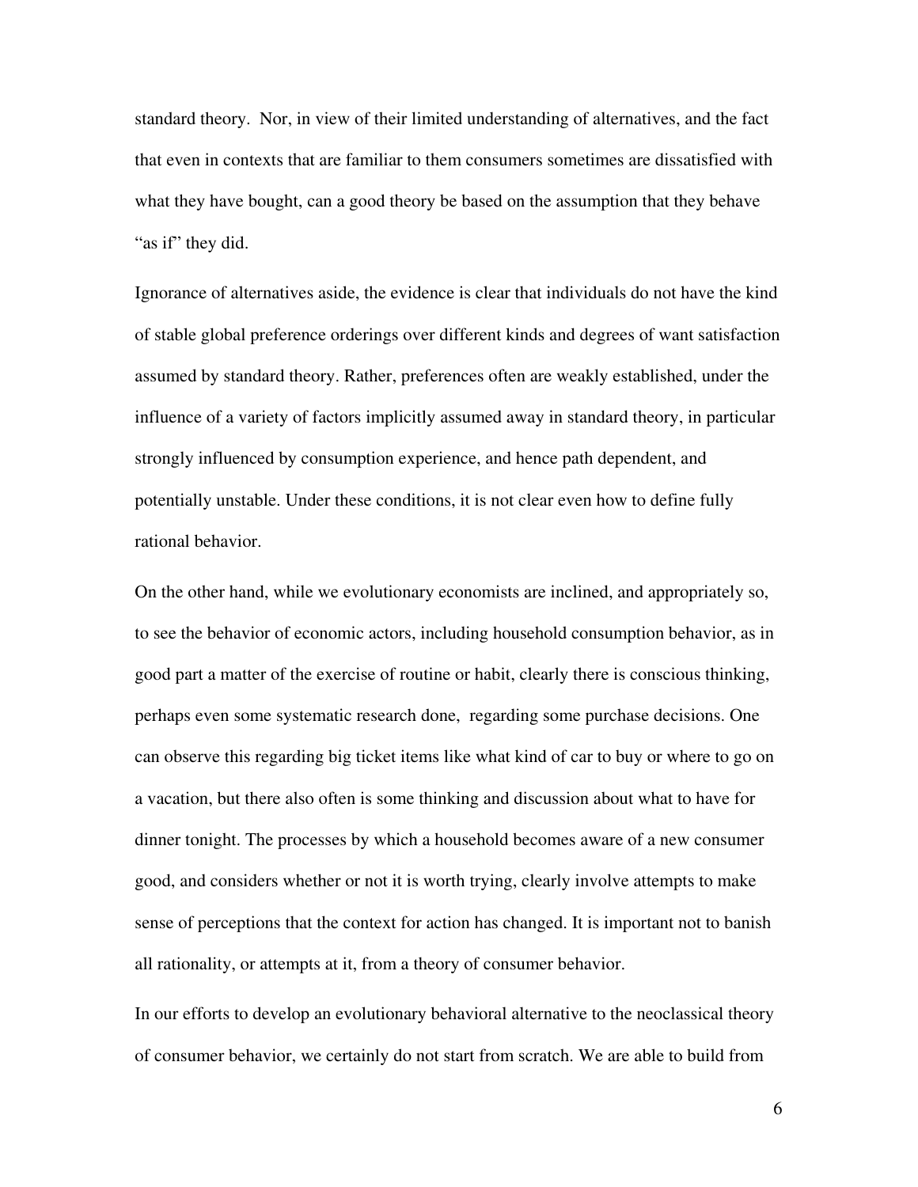standard theory. Nor, in view of their limited understanding of alternatives, and the fact that even in contexts that are familiar to them consumers sometimes are dissatisfied with what they have bought, can a good theory be based on the assumption that they behave "as if" they did.

Ignorance of alternatives aside, the evidence is clear that individuals do not have the kind of stable global preference orderings over different kinds and degrees of want satisfaction assumed by standard theory. Rather, preferences often are weakly established, under the influence of a variety of factors implicitly assumed away in standard theory, in particular strongly influenced by consumption experience, and hence path dependent, and potentially unstable. Under these conditions, it is not clear even how to define fully rational behavior.

On the other hand, while we evolutionary economists are inclined, and appropriately so, to see the behavior of economic actors, including household consumption behavior, as in good part a matter of the exercise of routine or habit, clearly there is conscious thinking, perhaps even some systematic research done, regarding some purchase decisions. One can observe this regarding big ticket items like what kind of car to buy or where to go on a vacation, but there also often is some thinking and discussion about what to have for dinner tonight. The processes by which a household becomes aware of a new consumer good, and considers whether or not it is worth trying, clearly involve attempts to make sense of perceptions that the context for action has changed. It is important not to banish all rationality, or attempts at it, from a theory of consumer behavior.

In our efforts to develop an evolutionary behavioral alternative to the neoclassical theory of consumer behavior, we certainly do not start from scratch. We are able to build from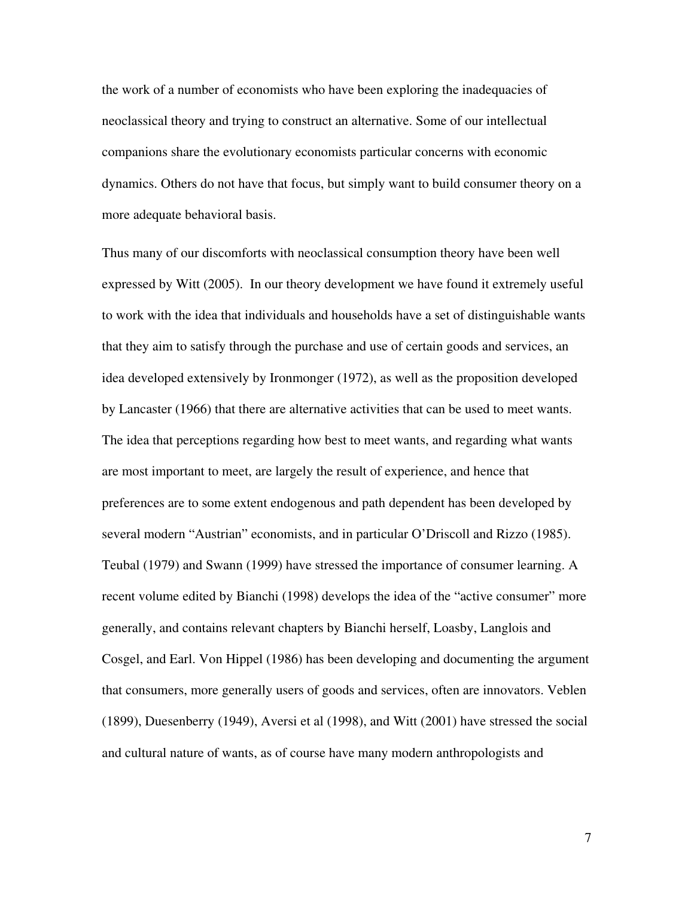the work of a number of economists who have been exploring the inadequacies of neoclassical theory and trying to construct an alternative. Some of our intellectual companions share the evolutionary economists particular concerns with economic dynamics. Others do not have that focus, but simply want to build consumer theory on a more adequate behavioral basis.

Thus many of our discomforts with neoclassical consumption theory have been well expressed by Witt (2005). In our theory development we have found it extremely useful to work with the idea that individuals and households have a set of distinguishable wants that they aim to satisfy through the purchase and use of certain goods and services, an idea developed extensively by Ironmonger (1972), as well as the proposition developed by Lancaster (1966) that there are alternative activities that can be used to meet wants. The idea that perceptions regarding how best to meet wants, and regarding what wants are most important to meet, are largely the result of experience, and hence that preferences are to some extent endogenous and path dependent has been developed by several modern "Austrian" economists, and in particular O'Driscoll and Rizzo (1985). Teubal (1979) and Swann (1999) have stressed the importance of consumer learning. A recent volume edited by Bianchi (1998) develops the idea of the "active consumer" more generally, and contains relevant chapters by Bianchi herself, Loasby, Langlois and Cosgel, and Earl. Von Hippel (1986) has been developing and documenting the argument that consumers, more generally users of goods and services, often are innovators. Veblen (1899), Duesenberry (1949), Aversi et al (1998), and Witt (2001) have stressed the social and cultural nature of wants, as of course have many modern anthropologists and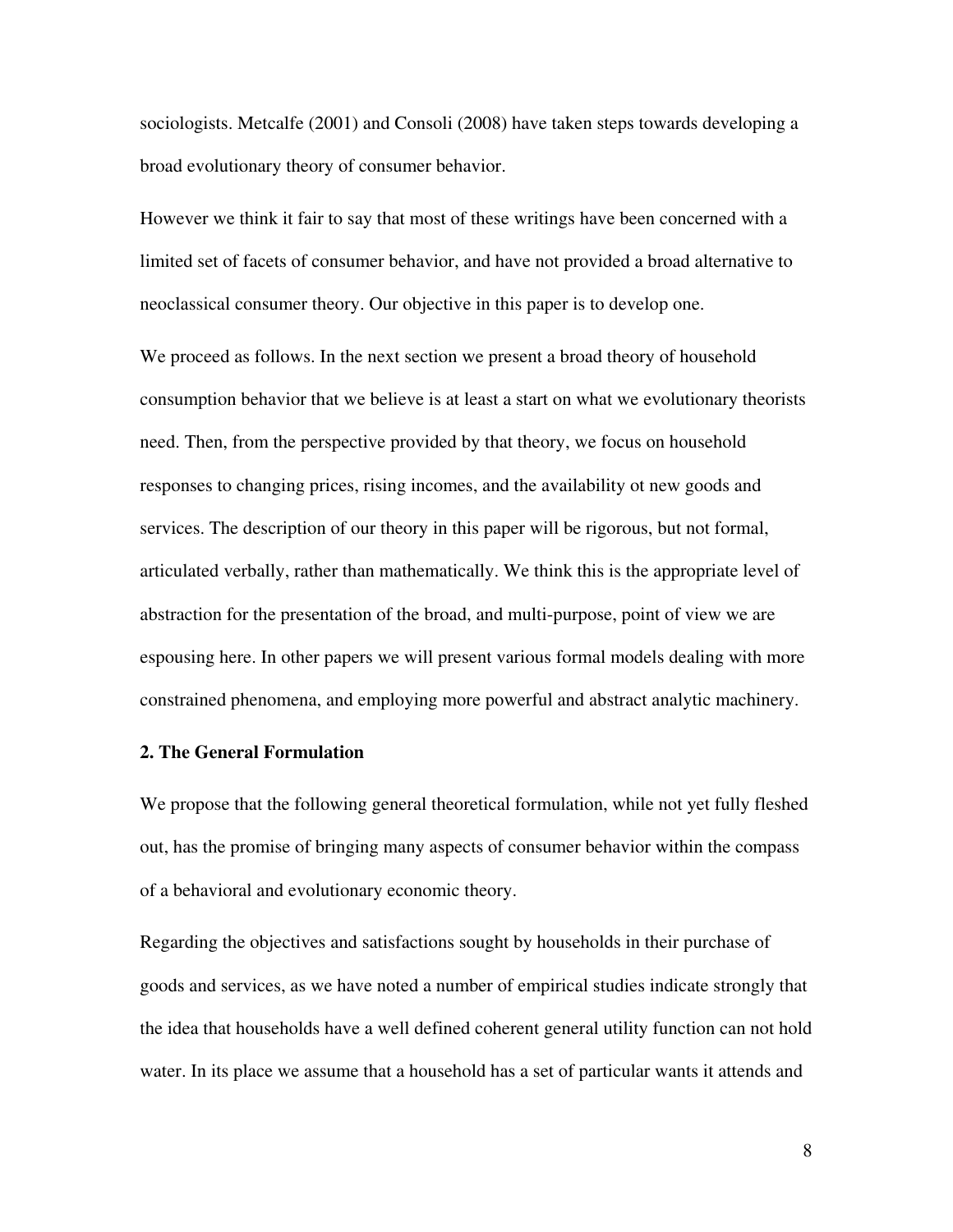sociologists. Metcalfe (2001) and Consoli (2008) have taken steps towards developing a broad evolutionary theory of consumer behavior.

However we think it fair to say that most of these writings have been concerned with a limited set of facets of consumer behavior, and have not provided a broad alternative to neoclassical consumer theory. Our objective in this paper is to develop one.

We proceed as follows. In the next section we present a broad theory of household consumption behavior that we believe is at least a start on what we evolutionary theorists need. Then, from the perspective provided by that theory, we focus on household responses to changing prices, rising incomes, and the availability ot new goods and services. The description of our theory in this paper will be rigorous, but not formal, articulated verbally, rather than mathematically. We think this is the appropriate level of abstraction for the presentation of the broad, and multi-purpose, point of view we are espousing here. In other papers we will present various formal models dealing with more constrained phenomena, and employing more powerful and abstract analytic machinery.

## 2. The General Formulation

We propose that the following general theoretical formulation, while not yet fully fleshed out, has the promise of bringing many aspects of consumer behavior within the compass of a behavioral and evolutionary economic theory.

Regarding the objectives and satisfactions sought by households in their purchase of goods and services, as we have noted a number of empirical studies indicate strongly that the idea that households have a well defined coherent general utility function can not hold water. In its place we assume that a household has a set of particular wants it attends and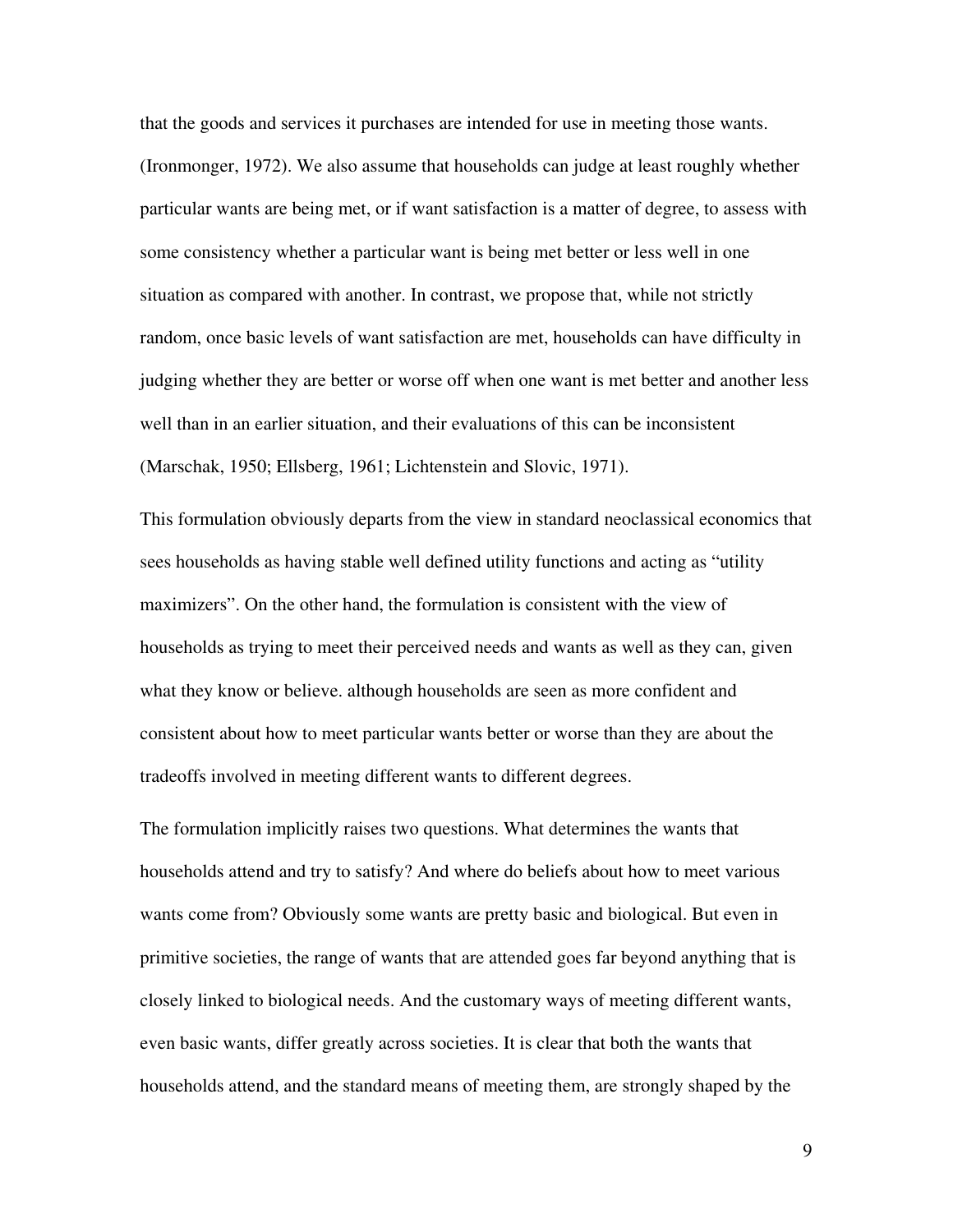that the goods and services it purchases are intended for use in meeting those wants. (Ironmonger, 1972). We also assume that households can judge at least roughly whether particular wants are being met, or if want satisfaction is a matter of degree, to assess with some consistency whether a particular want is being met better or less well in one situation as compared with another. In contrast, we propose that, while not strictly random, once basic levels of want satisfaction are met, households can have difficulty in judging whether they are better or worse off when one want is met better and another less well than in an earlier situation, and their evaluations of this can be inconsistent (Marschak, 1950; Ellsberg, 1961; Lichtenstein and Slovic, 1971).

This formulation obviously departs from the view in standard neoclassical economics that sees households as having stable well defined utility functions and acting as "utility maximizers". On the other hand, the formulation is consistent with the view of households as trying to meet their perceived needs and wants as well as they can, given what they know or believe. although households are seen as more confident and consistent about how to meet particular wants better or worse than they are about the tradeoffs involved in meeting different wants to different degrees.

The formulation implicitly raises two questions. What determines the wants that households attend and try to satisfy? And where do beliefs about how to meet various wants come from? Obviously some wants are pretty basic and biological. But even in primitive societies, the range of wants that are attended goes far beyond anything that is closely linked to biological needs. And the customary ways of meeting different wants, even basic wants, differ greatly across societies. It is clear that both the wants that households attend, and the standard means of meeting them, are strongly shaped by the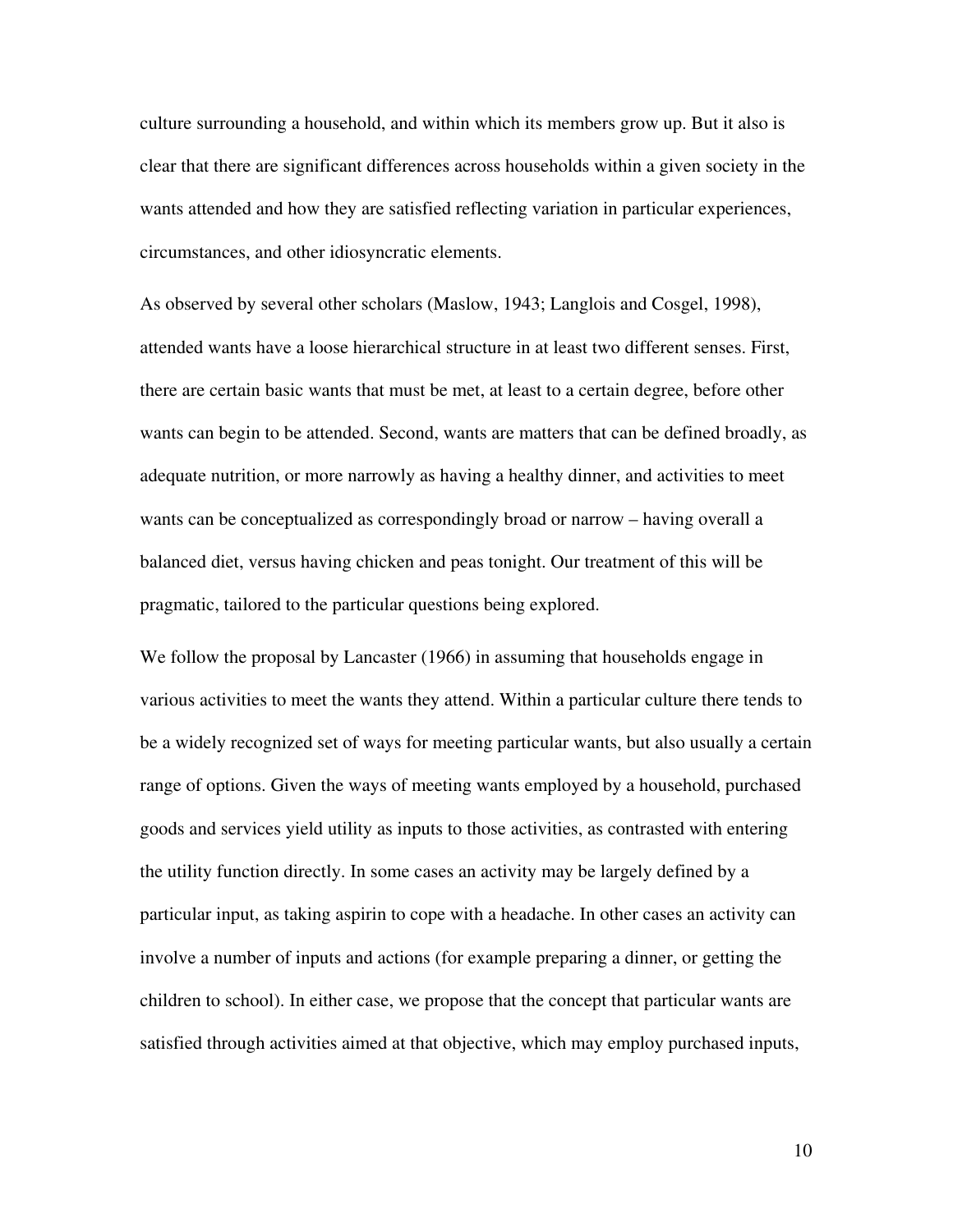culture surrounding a household, and within which its members grow up. But it also is clear that there are significant differences across households within a given society in the wants attended and how they are satisfied reflecting variation in particular experiences, circumstances, and other idiosyncratic elements.

As observed by several other scholars (Maslow, 1943; Langlois and Cosgel, 1998), attended wants have a loose hierarchical structure in at least two different senses. First, there are certain basic wants that must be met, at least to a certain degree, before other wants can begin to be attended. Second, wants are matters that can be defined broadly, as adequate nutrition, or more narrowly as having a healthy dinner, and activities to meet wants can be conceptualized as correspondingly broad or narrow – having overall a balanced diet, versus having chicken and peas tonight. Our treatment of this will be pragmatic, tailored to the particular questions being explored.

We follow the proposal by Lancaster (1966) in assuming that households engage in various activities to meet the wants they attend. Within a particular culture there tends to be a widely recognized set of ways for meeting particular wants, but also usually a certain range of options. Given the ways of meeting wants employed by a household, purchased goods and services yield utility as inputs to those activities, as contrasted with entering the utility function directly. In some cases an activity may be largely defined by a particular input, as taking aspirin to cope with a headache. In other cases an activity can involve a number of inputs and actions (for example preparing a dinner, or getting the children to school). In either case, we propose that the concept that particular wants are satisfied through activities aimed at that objective, which may employ purchased inputs,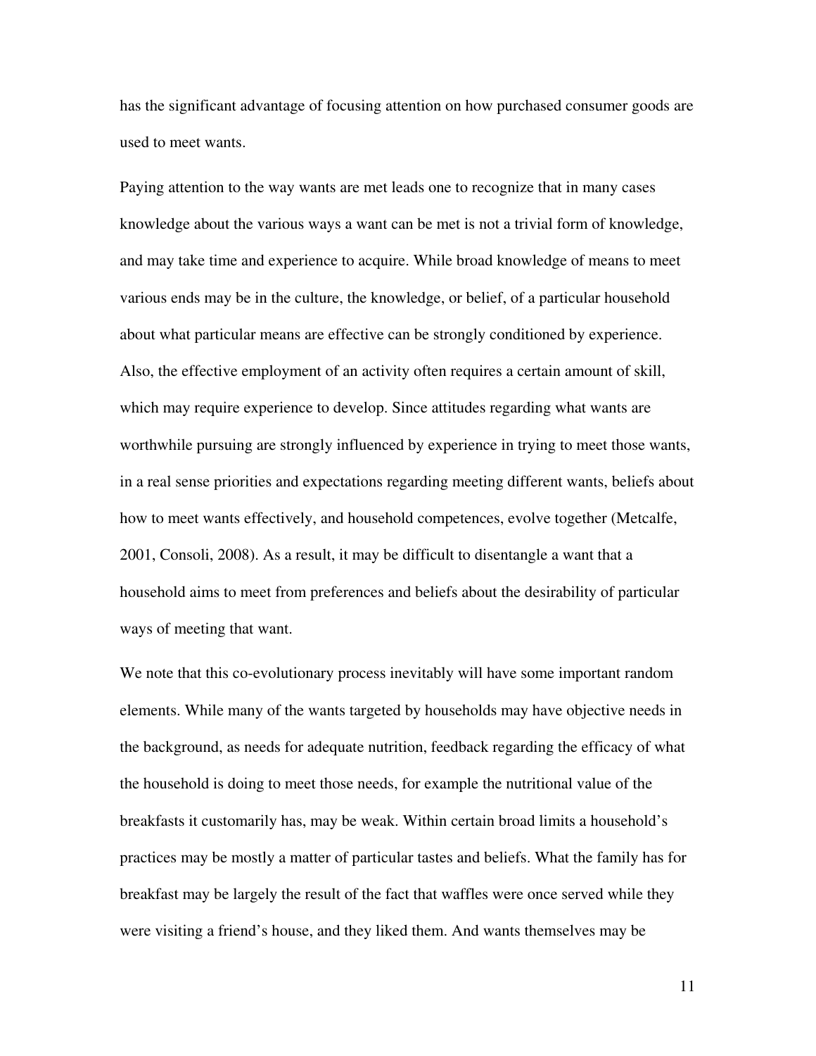has the significant advantage of focusing attention on how purchased consumer goods are used to meet wants.

Paying attention to the way wants are met leads one to recognize that in many cases knowledge about the various ways a want can be met is not a trivial form of knowledge, and may take time and experience to acquire. While broad knowledge of means to meet various ends may be in the culture, the knowledge, or belief, of a particular household about what particular means are effective can be strongly conditioned by experience. Also, the effective employment of an activity often requires a certain amount of skill, which may require experience to develop. Since attitudes regarding what wants are worthwhile pursuing are strongly influenced by experience in trying to meet those wants, in a real sense priorities and expectations regarding meeting different wants, beliefs about how to meet wants effectively, and household competences, evolve together (Metcalfe, 2001, Consoli, 2008). As a result, it may be difficult to disentangle a want that a household aims to meet from preferences and beliefs about the desirability of particular ways of meeting that want.

We note that this co-evolutionary process inevitably will have some important random elements. While many of the wants targeted by households may have objective needs in the background, as needs for adequate nutrition, feedback regarding the efficacy of what the household is doing to meet those needs, for example the nutritional value of the breakfasts it customarily has, may be weak. Within certain broad limits a household's practices may be mostly a matter of particular tastes and beliefs. What the family has for breakfast may be largely the result of the fact that waffles were once served while they were visiting a friend's house, and they liked them. And wants themselves may be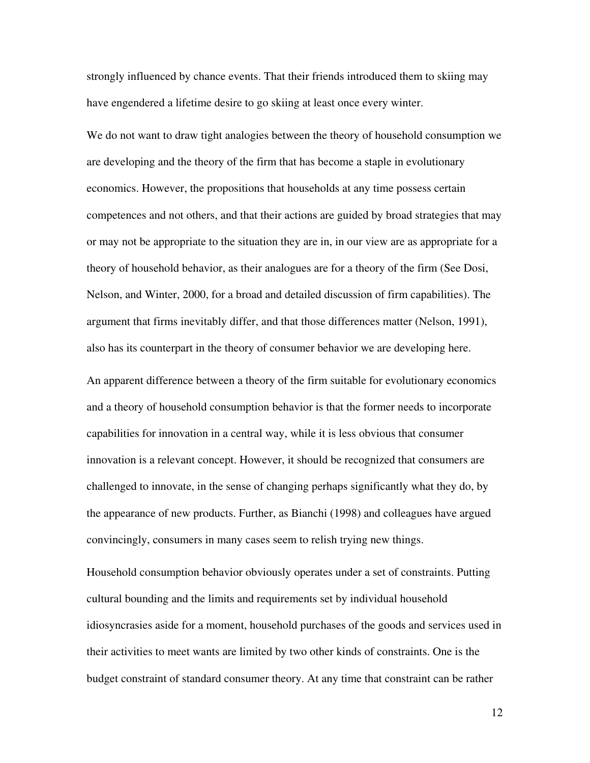strongly influenced by chance events. That their friends introduced them to skiing may have engendered a lifetime desire to go skiing at least once every winter.

We do not want to draw tight analogies between the theory of household consumption we are developing and the theory of the firm that has become a staple in evolutionary economics. However, the propositions that households at any time possess certain competences and not others, and that their actions are guided by broad strategies that may or may not be appropriate to the situation they are in, in our view are as appropriate for a theory of household behavior, as their analogues are for a theory of the firm (See Dosi, Nelson, and Winter, 2000, for a broad and detailed discussion of firm capabilities). The argument that firms inevitably differ, and that those differences matter (Nelson, 1991), also has its counterpart in the theory of consumer behavior we are developing here.

An apparent difference between a theory of the firm suitable for evolutionary economics and a theory of household consumption behavior is that the former needs to incorporate capabilities for innovation in a central way, while it is less obvious that consumer innovation is a relevant concept. However, it should be recognized that consumers are challenged to innovate, in the sense of changing perhaps significantly what they do, by the appearance of new products. Further, as Bianchi (1998) and colleagues have argued convincingly, consumers in many cases seem to relish trying new things.

Household consumption behavior obviously operates under a set of constraints. Putting cultural bounding and the limits and requirements set by individual household idiosyncrasies aside for a moment, household purchases of the goods and services used in their activities to meet wants are limited by two other kinds of constraints. One is the budget constraint of standard consumer theory. At any time that constraint can be rather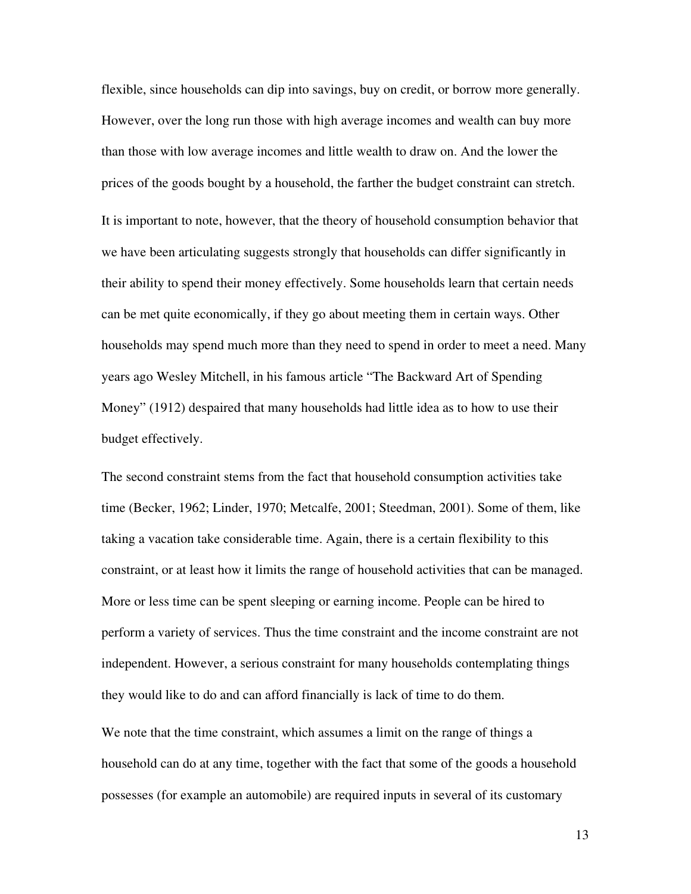flexible, since households can dip into savings, buy on credit, or borrow more generally. However, over the long run those with high average incomes and wealth can buy more than those with low average incomes and little wealth to draw on. And the lower the prices of the goods bought by a household, the farther the budget constraint can stretch.

It is important to note, however, that the theory of household consumption behavior that we have been articulating suggests strongly that households can differ significantly in their ability to spend their money effectively. Some households learn that certain needs can be met quite economically, if they go about meeting them in certain ways. Other households may spend much more than they need to spend in order to meet a need. Many years ago Wesley Mitchell, in his famous article "The Backward Art of Spending Money" (1912) despaired that many households had little idea as to how to use their budget effectively.

The second constraint stems from the fact that household consumption activities take time (Becker, 1962; Linder, 1970; Metcalfe, 2001; Steedman, 2001). Some of them, like taking a vacation take considerable time. Again, there is a certain flexibility to this constraint, or at least how it limits the range of household activities that can be managed. More or less time can be spent sleeping or earning income. People can be hired to perform a variety of services. Thus the time constraint and the income constraint are not independent. However, a serious constraint for many households contemplating things they would like to do and can afford financially is lack of time to do them.

We note that the time constraint, which assumes a limit on the range of things a household can do at any time, together with the fact that some of the goods a household possesses (for example an automobile) are required inputs in several of its customary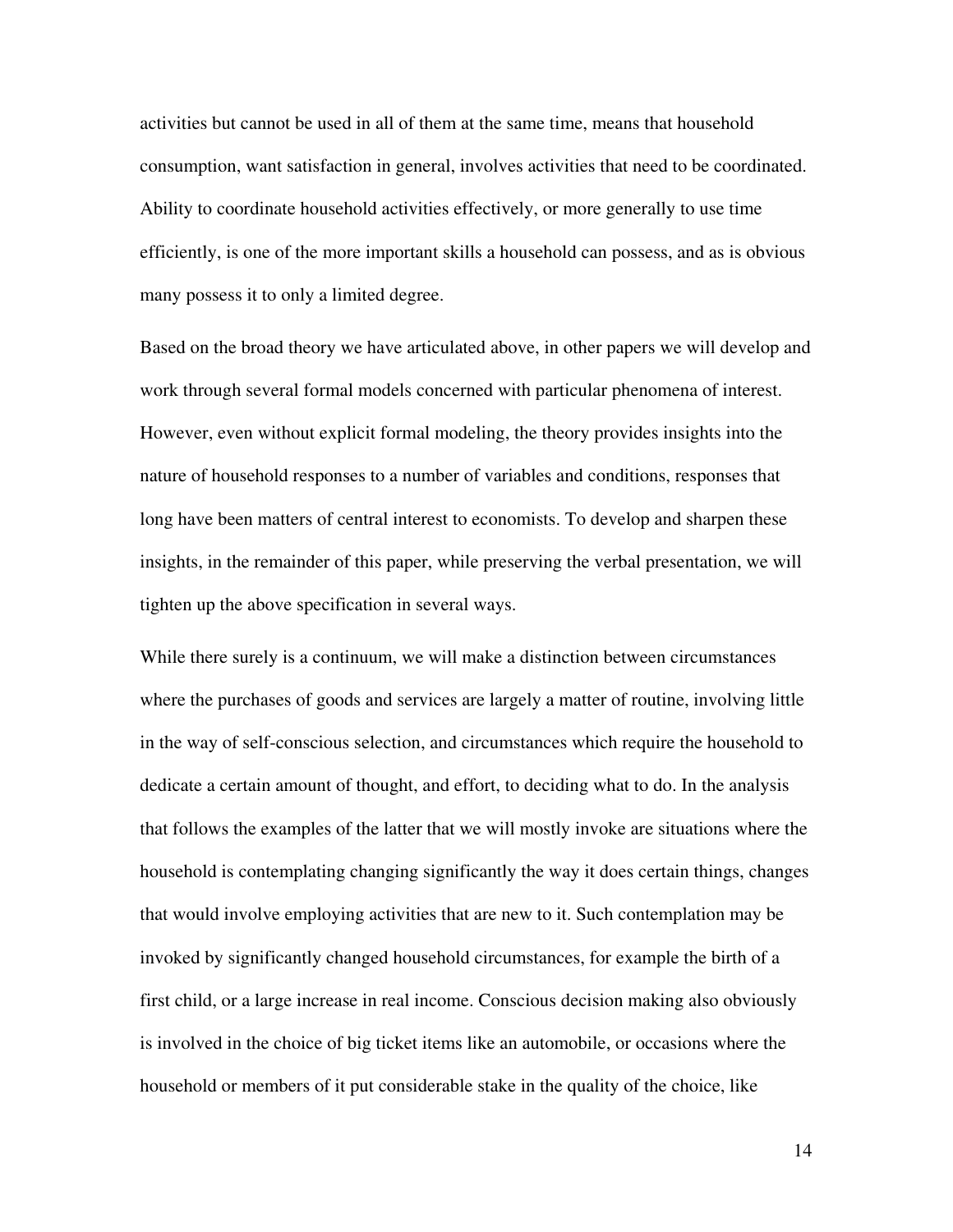activities but cannot be used in all of them at the same time, means that household consumption, want satisfaction in general, involves activities that need to be coordinated. Ability to coordinate household activities effectively, or more generally to use time efficiently, is one of the more important skills a household can possess, and as is obvious many possess it to only a limited degree.

Based on the broad theory we have articulated above, in other papers we will develop and work through several formal models concerned with particular phenomena of interest. However, even without explicit formal modeling, the theory provides insights into the nature of household responses to a number of variables and conditions, responses that long have been matters of central interest to economists. To develop and sharpen these insights, in the remainder of this paper, while preserving the verbal presentation, we will tighten up the above specification in several ways.

While there surely is a continuum, we will make a distinction between circumstances where the purchases of goods and services are largely a matter of routine, involving little in the way of self-conscious selection, and circumstances which require the household to dedicate a certain amount of thought, and effort, to deciding what to do. In the analysis that follows the examples of the latter that we will mostly invoke are situations where the household is contemplating changing significantly the way it does certain things, changes that would involve employing activities that are new to it. Such contemplation may be invoked by significantly changed household circumstances, for example the birth of a first child, or a large increase in real income. Conscious decision making also obviously is involved in the choice of big ticket items like an automobile, or occasions where the household or members of it put considerable stake in the quality of the choice, like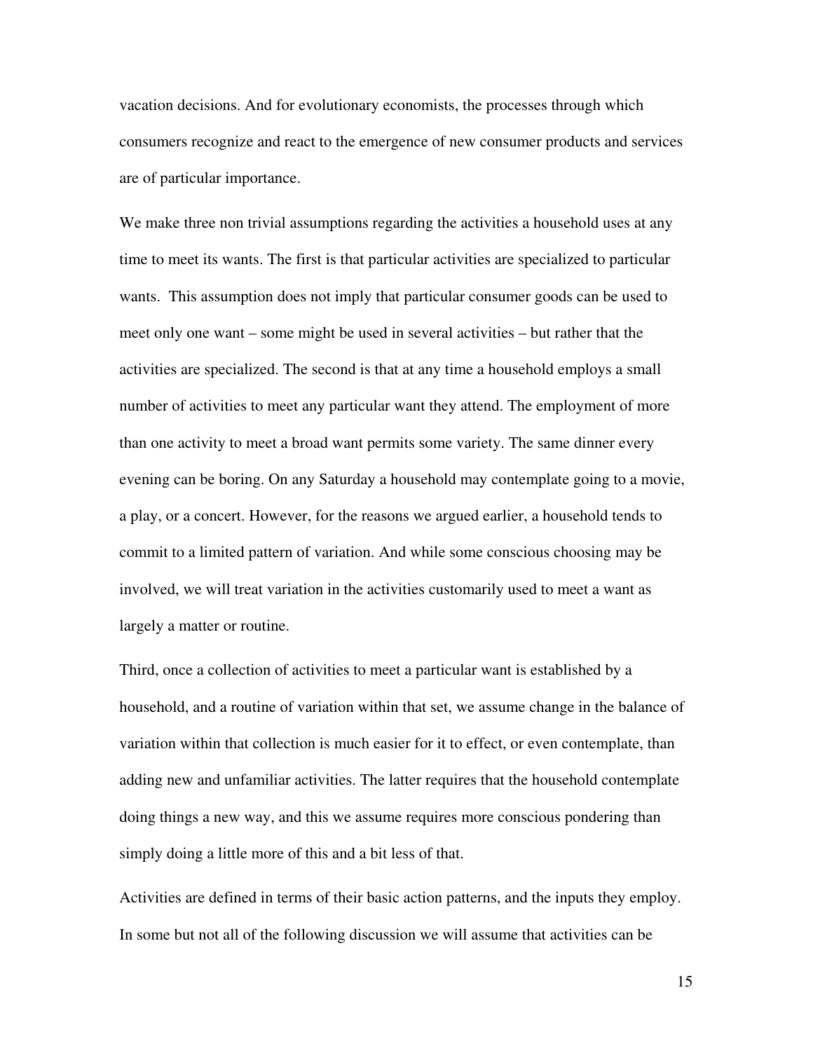vacation decisions. And for evolutionary economists, the processes through which consumers recognize and react to the emergence of new consumer products and services are of particular importance.

We make three non trivial assumptions regarding the activities a household uses at any time to meet its wants. The first is that particular activities are specialized to particular wants. This assumption does not imply that particular consumer goods can be used to meet only one want – some might be used in several activities – but rather that the activities are specialized. The second is that at any time a household employs a small number of activities to meet any particular want they attend. The employment of more than one activity to meet a broad want permits some variety. The same dinner every evening can be boring. On any Saturday a household may contemplate going to a movie, a play, or a concert. However, for the reasons we argued earlier, a household tends to commit to a limited pattern of variation. And while some conscious choosing may be involved, we will treat variation in the activities customarily used to meet a want as largely a matter or routine.

Third, once a collection of activities to meet a particular want is established by a household, and a routine of variation within that set, we assume change in the balance of variation within that collection is much easier for it to effect, or even contemplate, than adding new and unfamiliar activities. The latter requires that the household contemplate doing things a new way, and this we assume requires more conscious pondering than simply doing a little more of this and a bit less of that.

Activities are defined in terms of their basic action patterns, and the inputs they employ. In some but not all of the following discussion we will assume that activities can be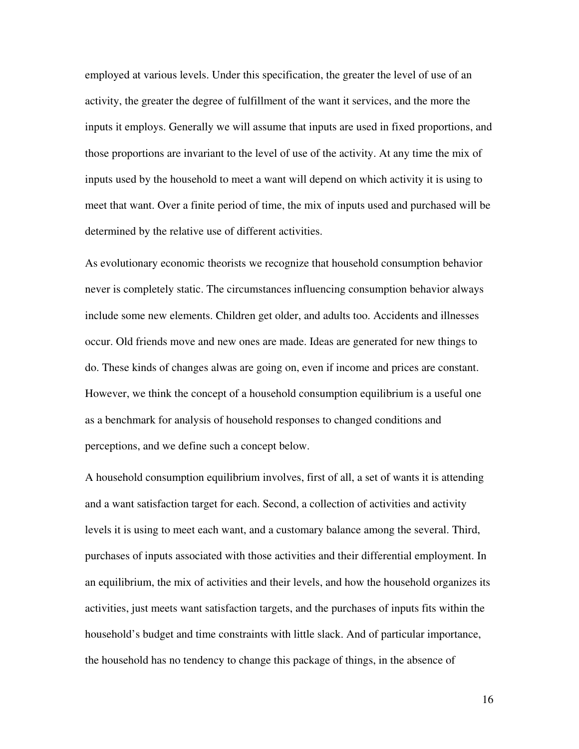employed at various levels. Under this specification, the greater the level of use of an activity, the greater the degree of fulfillment of the want it services, and the more the inputs it employs. Generally we will assume that inputs are used in fixed proportions, and those proportions are invariant to the level of use of the activity. At any time the mix of inputs used by the household to meet a want will depend on which activity it is using to meet that want. Over a finite period of time, the mix of inputs used and purchased will be determined by the relative use of different activities.

As evolutionary economic theorists we recognize that household consumption behavior never is completely static. The circumstances influencing consumption behavior always include some new elements. Children get older, and adults too. Accidents and illnesses occur. Old friends move and new ones are made. Ideas are generated for new things to do. These kinds of changes alwas are going on, even if income and prices are constant. However, we think the concept of a household consumption equilibrium is a useful one as a benchmark for analysis of household responses to changed conditions and perceptions, and we define such a concept below.

A household consumption equilibrium involves, first of all, a set of wants it is attending and a want satisfaction target for each. Second, a collection of activities and activity levels it is using to meet each want, and a customary balance among the several. Third, purchases of inputs associated with those activities and their differential employment. In an equilibrium, the mix of activities and their levels, and how the household organizes its activities, just meets want satisfaction targets, and the purchases of inputs fits within the household's budget and time constraints with little slack. And of particular importance, the household has no tendency to change this package of things, in the absence of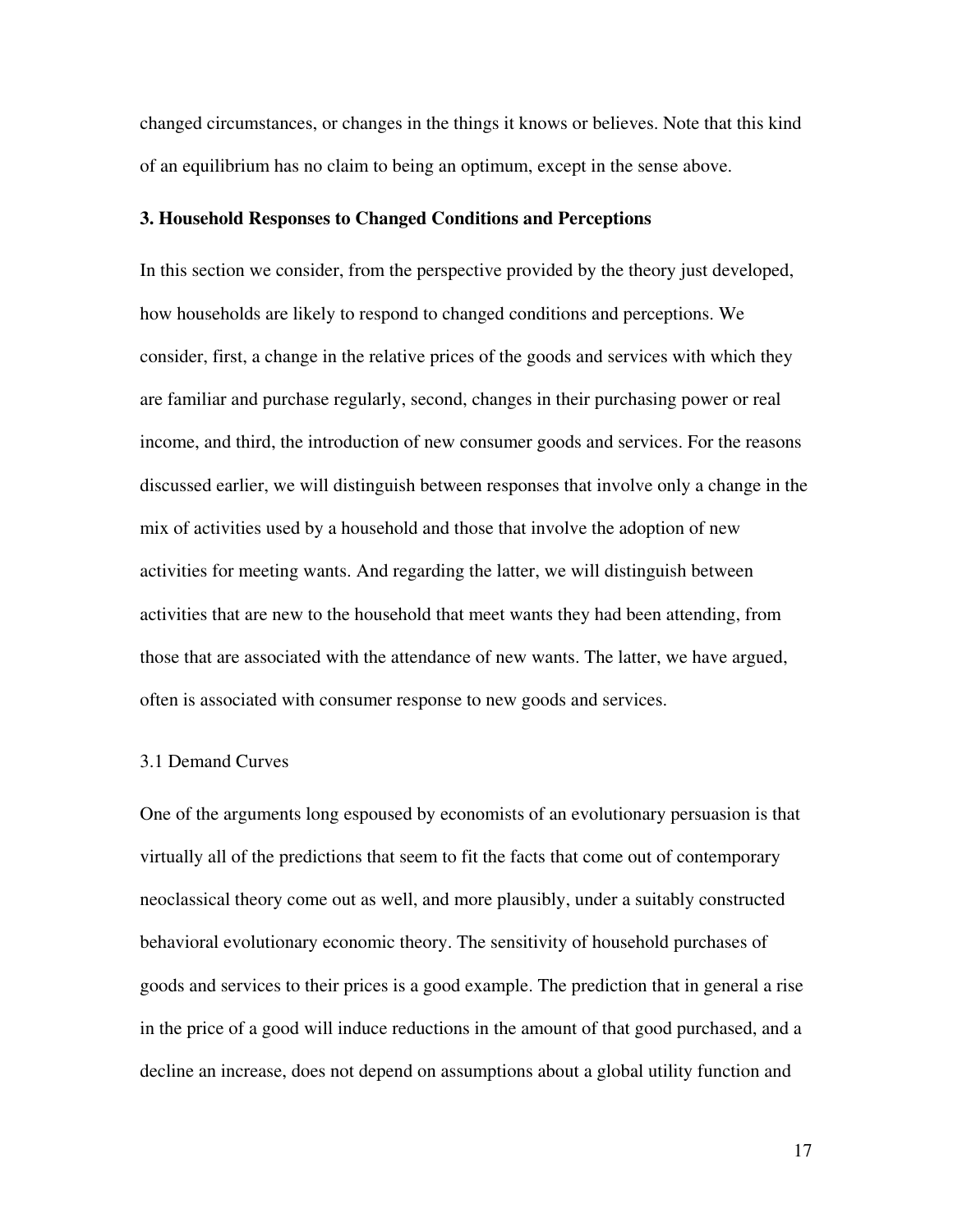changed circumstances, or changes in the things it knows or believes. Note that this kind of an equilibrium has no claim to being an optimum, except in the sense above.

## 3. Household Responses to Changed Conditions and Perceptions

In this section we consider, from the perspective provided by the theory just developed, how households are likely to respond to changed conditions and perceptions. We consider, first, a change in the relative prices of the goods and services with which they are familiar and purchase regularly, second, changes in their purchasing power or real income, and third, the introduction of new consumer goods and services. For the reasons discussed earlier, we will distinguish between responses that involve only a change in the mix of activities used by a household and those that involve the adoption of new activities for meeting wants. And regarding the latter, we will distinguish between activities that are new to the household that meet wants they had been attending, from those that are associated with the attendance of new wants. The latter, we have argued, often is associated with consumer response to new goods and services.

### 3.1 Demand Curves

One of the arguments long espoused by economists of an evolutionary persuasion is that virtually all of the predictions that seem to fit the facts that come out of contemporary neoclassical theory come out as well, and more plausibly, under a suitably constructed behavioral evolutionary economic theory. The sensitivity of household purchases of goods and services to their prices is a good example. The prediction that in general a rise in the price of a good will induce reductions in the amount of that good purchased, and a decline an increase, does not depend on assumptions about a global utility function and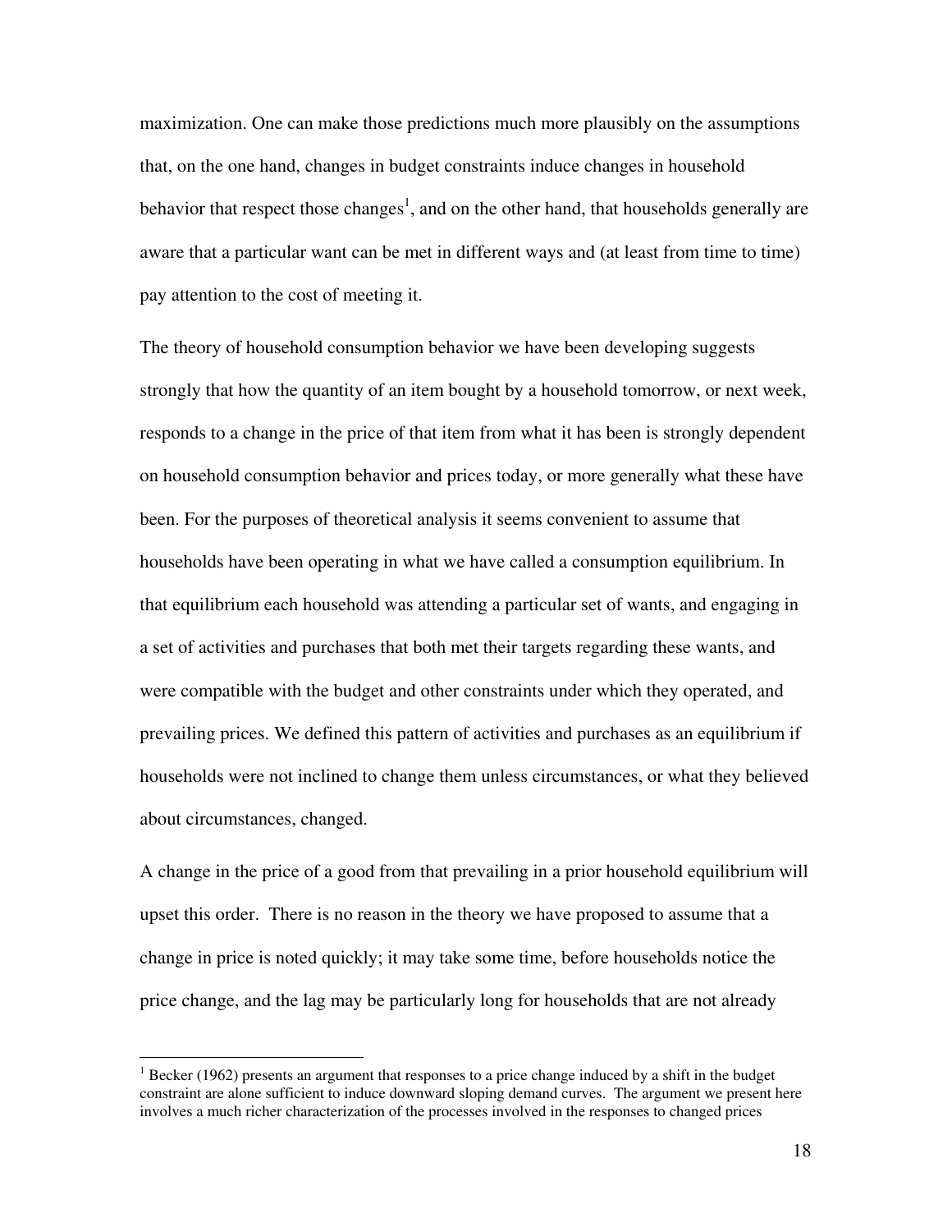maximization. One can make those predictions much more plausibly on the assumptions that, on the one hand, changes in budget constraints induce changes in household behavior that respect those changes[1], and on the other hand, that households generally are aware that a particular want can be met in different ways and (at least from time to time) pay attention to the cost of meeting it.

The theory of household consumption behavior we have been developing suggests strongly that how the quantity of an item bought by a household tomorrow, or next week, responds to a change in the price of that item from what it has been is strongly dependent on household consumption behavior and prices today, or more generally what these have been. For the purposes of theoretical analysis it seems convenient to assume that households have been operating in what we have called a consumption equilibrium. In that equilibrium each household was attending a particular set of wants, and engaging in a set of activities and purchases that both met their targets regarding these wants, and were compatible with the budget and other constraints under which they operated, and prevailing prices. We defined this pattern of activities and purchases as an equilibrium if households were not inclined to change them unless circumstances, or what they believed about circumstances, changed.

A change in the price of a good from that prevailing in a prior household equilibrium will upset this order. There is no reason in the theory we have proposed to assume that a change in price is noted quickly; it may take some time, before households notice the price change, and the lag may be particularly long for households that are not already

[1] Becker (1962) presents an argument that responses to a price change induced by a shift in the budget constraint are alone sufficient to induce downward sloping demand curves. The argument we present here involves a much richer characterization of the processes involved in the responses to changed prices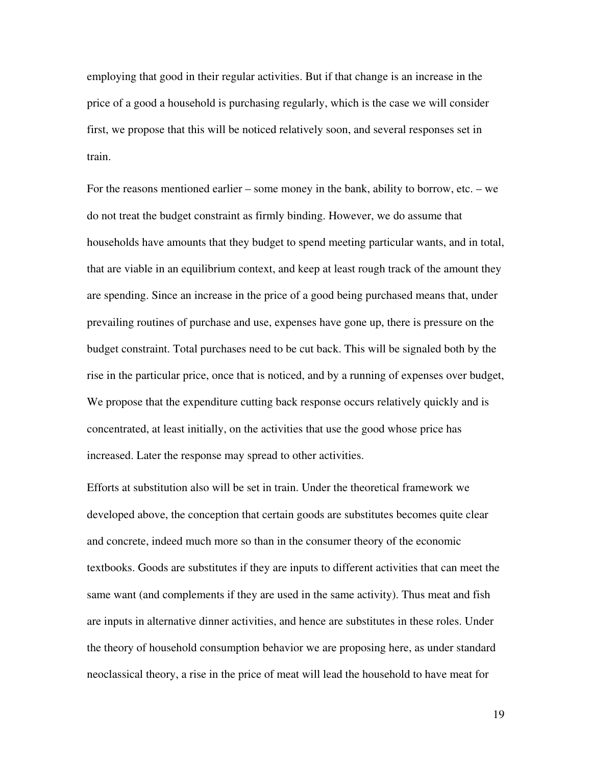employing that good in their regular activities. But if that change is an increase in the price of a good a household is purchasing regularly, which is the case we will consider first, we propose that this will be noticed relatively soon, and several responses set in train.

For the reasons mentioned earlier – some money in the bank, ability to borrow, etc. – we do not treat the budget constraint as firmly binding. However, we do assume that households have amounts that they budget to spend meeting particular wants, and in total, that are viable in an equilibrium context, and keep at least rough track of the amount they are spending. Since an increase in the price of a good being purchased means that, under prevailing routines of purchase and use, expenses have gone up, there is pressure on the budget constraint. Total purchases need to be cut back. This will be signaled both by the rise in the particular price, once that is noticed, and by a running of expenses over budget, We propose that the expenditure cutting back response occurs relatively quickly and is concentrated, at least initially, on the activities that use the good whose price has increased. Later the response may spread to other activities.

Efforts at substitution also will be set in train. Under the theoretical framework we developed above, the conception that certain goods are substitutes becomes quite clear and concrete, indeed much more so than in the consumer theory of the economic textbooks. Goods are substitutes if they are inputs to different activities that can meet the same want (and complements if they are used in the same activity). Thus meat and fish are inputs in alternative dinner activities, and hence are substitutes in these roles. Under the theory of household consumption behavior we are proposing here, as under standard neoclassical theory, a rise in the price of meat will lead the household to have meat for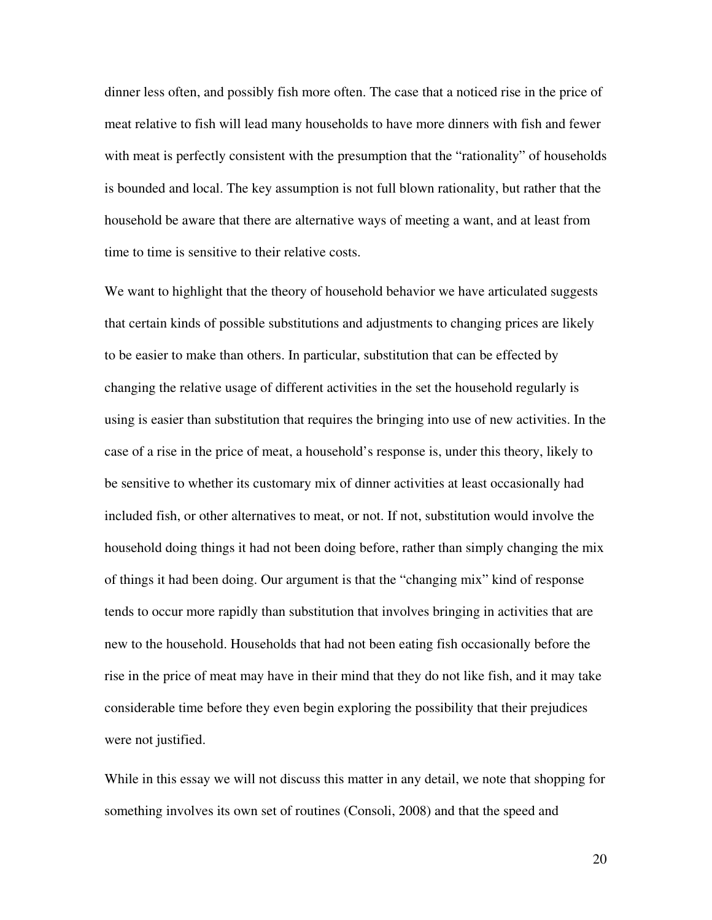dinner less often, and possibly fish more often. The case that a noticed rise in the price of meat relative to fish will lead many households to have more dinners with fish and fewer with meat is perfectly consistent with the presumption that the "rationality" of households is bounded and local. The key assumption is not full blown rationality, but rather that the household be aware that there are alternative ways of meeting a want, and at least from time to time is sensitive to their relative costs.

We want to highlight that the theory of household behavior we have articulated suggests that certain kinds of possible substitutions and adjustments to changing prices are likely to be easier to make than others. In particular, substitution that can be effected by changing the relative usage of different activities in the set the household regularly is using is easier than substitution that requires the bringing into use of new activities. In the case of a rise in the price of meat, a household's response is, under this theory, likely to be sensitive to whether its customary mix of dinner activities at least occasionally had included fish, or other alternatives to meat, or not. If not, substitution would involve the household doing things it had not been doing before, rather than simply changing the mix of things it had been doing. Our argument is that the "changing mix" kind of response tends to occur more rapidly than substitution that involves bringing in activities that are new to the household. Households that had not been eating fish occasionally before the rise in the price of meat may have in their mind that they do not like fish, and it may take considerable time before they even begin exploring the possibility that their prejudices were not justified.

While in this essay we will not discuss this matter in any detail, we note that shopping for something involves its own set of routines (Consoli, 2008) and that the speed and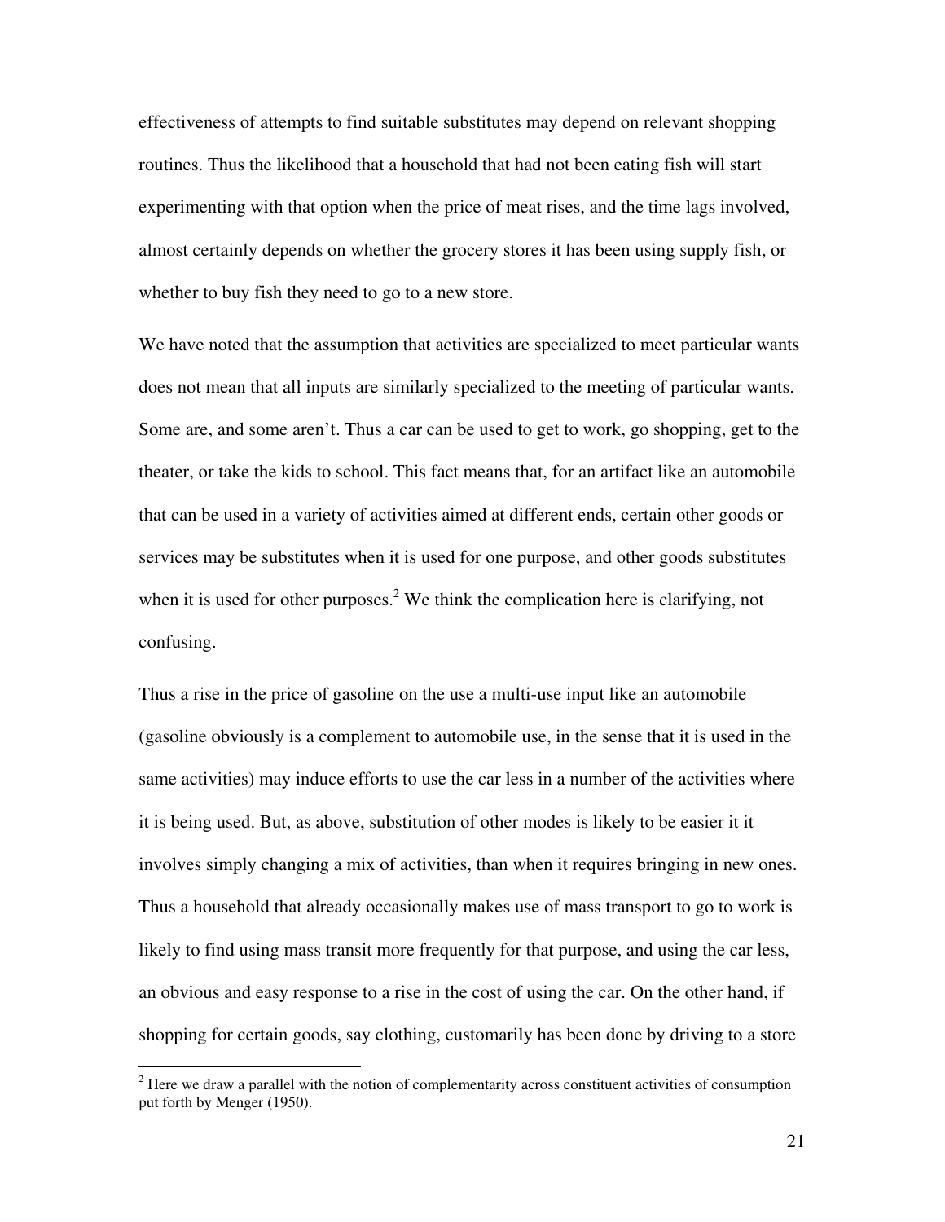effectiveness of attempts to find suitable substitutes may depend on relevant shopping routines. Thus the likelihood that a household that had not been eating fish will start experimenting with that option when the price of meat rises, and the time lags involved, almost certainly depends on whether the grocery stores it has been using supply fish, or whether to buy fish they need to go to a new store.

We have noted that the assumption that activities are specialized to meet particular wants does not mean that all inputs are similarly specialized to the meeting of particular wants. Some are, and some aren't. Thus a car can be used to get to work, go shopping, get to the theater, or take the kids to school. This fact means that, for an artifact like an automobile that can be used in a variety of activities aimed at different ends, certain other goods or services may be substitutes when it is used for one purpose, and other goods substitutes when it is used for other purposes.[2] We think the complication here is clarifying, not confusing.

Thus a rise in the price of gasoline on the use a multi-use input like an automobile (gasoline obviously is a complement to automobile use, in the sense that it is used in the same activities) may induce efforts to use the car less in a number of the activities where it is being used. But, as above, substitution of other modes is likely to be easier it it involves simply changing a mix of activities, than when it requires bringing in new ones. Thus a household that already occasionally makes use of mass transport to go to work is likely to find using mass transit more frequently for that purpose, and using the car less, an obvious and easy response to a rise in the cost of using the car. On the other hand, if shopping for certain goods, say clothing, customarily has been done by driving to a store

---

[2] Here we draw a parallel with the notion of complementarity across constituent activities of consumption put forth by Menger (1950).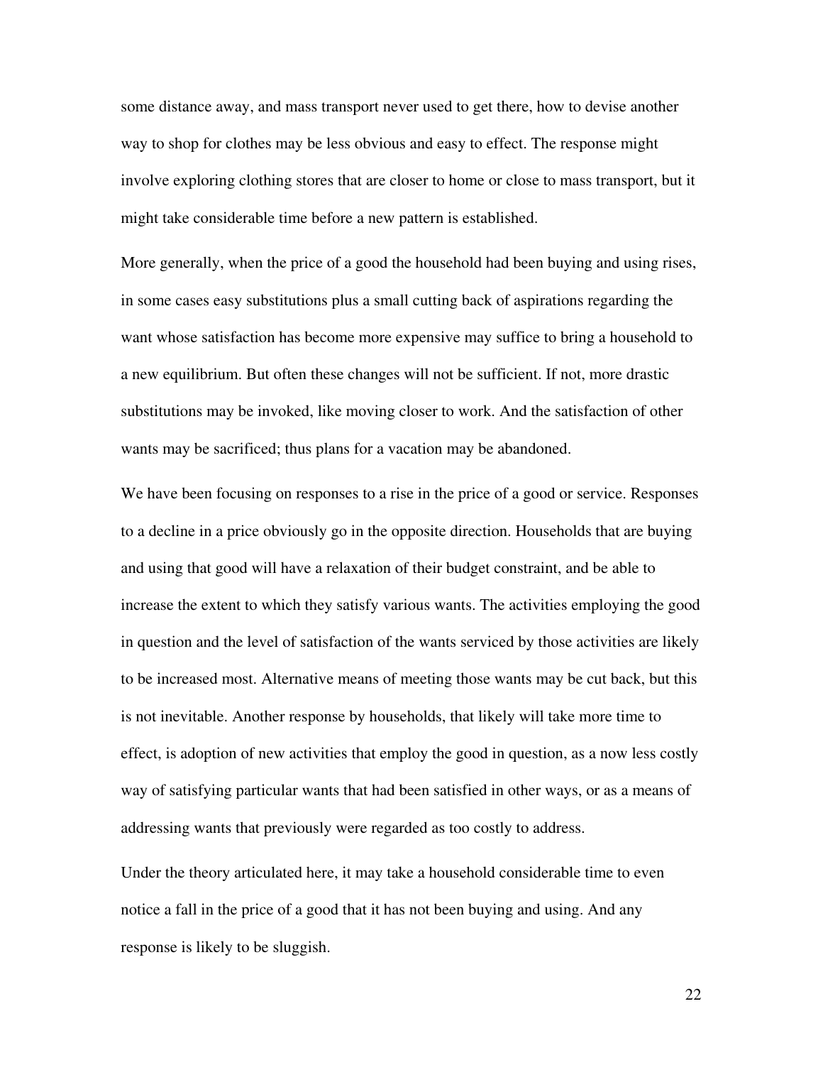some distance away, and mass transport never used to get there, how to devise another way to shop for clothes may be less obvious and easy to effect. The response might involve exploring clothing stores that are closer to home or close to mass transport, but it might take considerable time before a new pattern is established.

More generally, when the price of a good the household had been buying and using rises, in some cases easy substitutions plus a small cutting back of aspirations regarding the want whose satisfaction has become more expensive may suffice to bring a household to a new equilibrium. But often these changes will not be sufficient. If not, more drastic substitutions may be invoked, like moving closer to work. And the satisfaction of other wants may be sacrificed; thus plans for a vacation may be abandoned.

We have been focusing on responses to a rise in the price of a good or service. Responses to a decline in a price obviously go in the opposite direction. Households that are buying and using that good will have a relaxation of their budget constraint, and be able to increase the extent to which they satisfy various wants. The activities employing the good in question and the level of satisfaction of the wants serviced by those activities are likely to be increased most. Alternative means of meeting those wants may be cut back, but this is not inevitable. Another response by households, that likely will take more time to effect, is adoption of new activities that employ the good in question, as a now less costly way of satisfying particular wants that had been satisfied in other ways, or as a means of addressing wants that previously were regarded as too costly to address.

Under the theory articulated here, it may take a household considerable time to even notice a fall in the price of a good that it has not been buying and using. And any response is likely to be sluggish.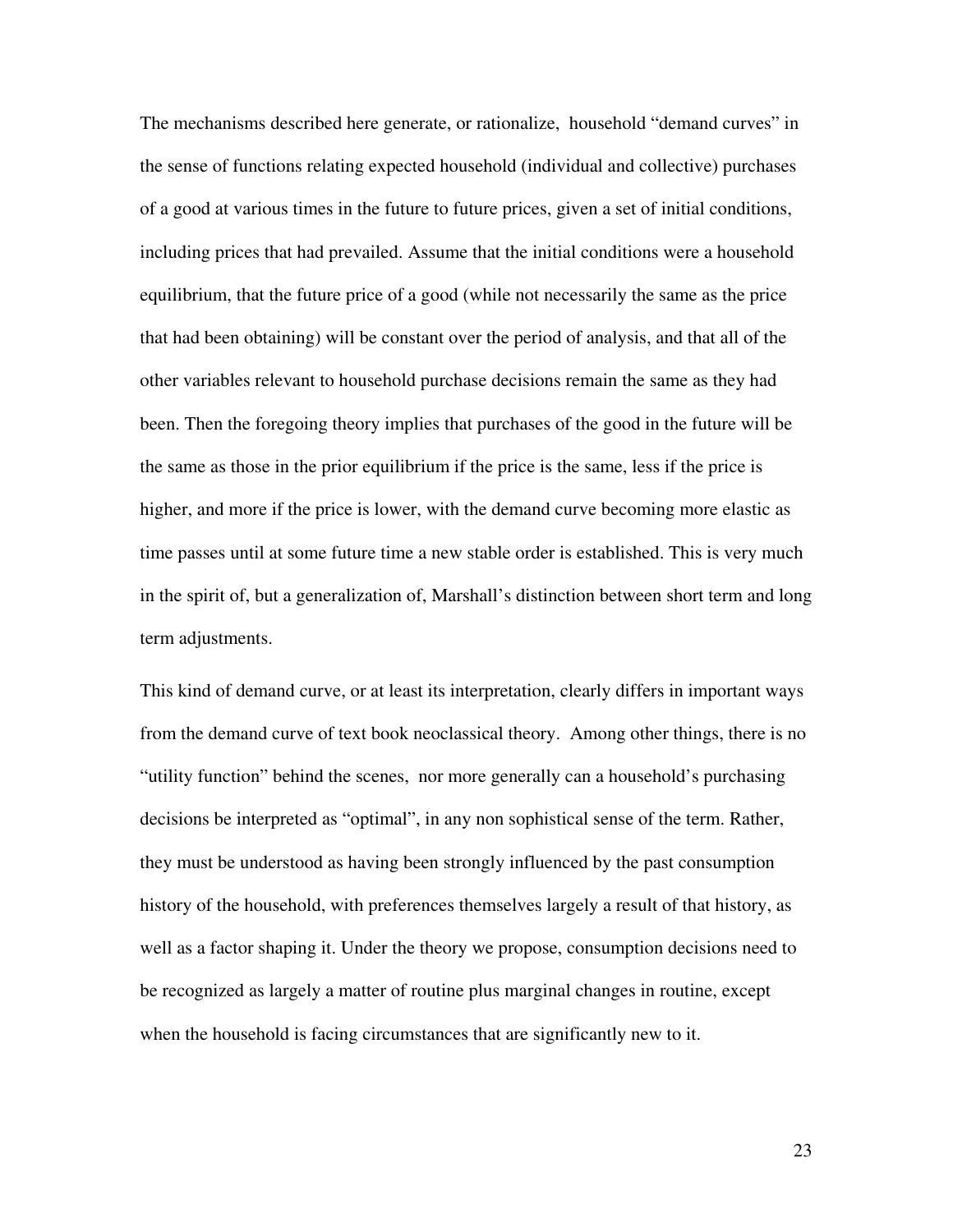The mechanisms described here generate, or rationalize, household "demand curves" in the sense of functions relating expected household (individual and collective) purchases of a good at various times in the future to future prices, given a set of initial conditions, including prices that had prevailed. Assume that the initial conditions were a household equilibrium, that the future price of a good (while not necessarily the same as the price that had been obtaining) will be constant over the period of analysis, and that all of the other variables relevant to household purchase decisions remain the same as they had been. Then the foregoing theory implies that purchases of the good in the future will be the same as those in the prior equilibrium if the price is the same, less if the price is higher, and more if the price is lower, with the demand curve becoming more elastic as time passes until at some future time a new stable order is established. This is very much in the spirit of, but a generalization of, Marshall's distinction between short term and long term adjustments.

This kind of demand curve, or at least its interpretation, clearly differs in important ways from the demand curve of text book neoclassical theory. Among other things, there is no "utility function" behind the scenes, nor more generally can a household's purchasing decisions be interpreted as "optimal", in any non sophistical sense of the term. Rather, they must be understood as having been strongly influenced by the past consumption history of the household, with preferences themselves largely a result of that history, as well as a factor shaping it. Under the theory we propose, consumption decisions need to be recognized as largely a matter of routine plus marginal changes in routine, except when the household is facing circumstances that are significantly new to it.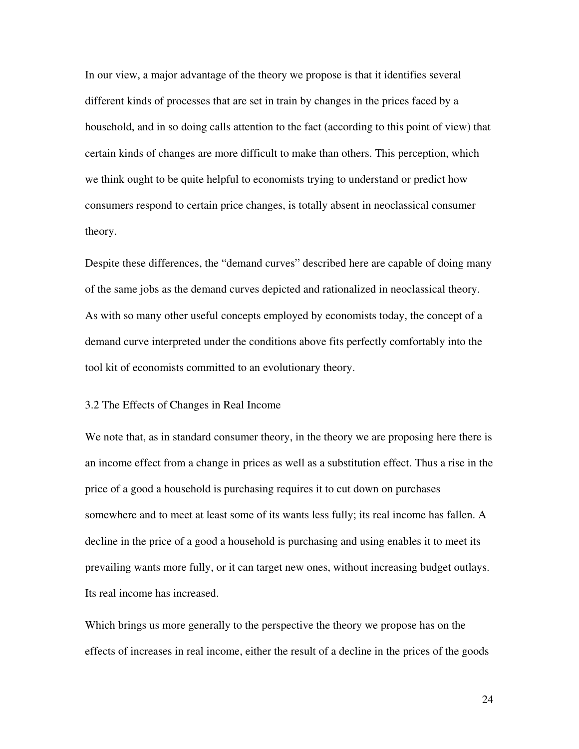In our view, a major advantage of the theory we propose is that it identifies several different kinds of processes that are set in train by changes in the prices faced by a household, and in so doing calls attention to the fact (according to this point of view) that certain kinds of changes are more difficult to make than others. This perception, which we think ought to be quite helpful to economists trying to understand or predict how consumers respond to certain price changes, is totally absent in neoclassical consumer theory.

Despite these differences, the "demand curves" described here are capable of doing many of the same jobs as the demand curves depicted and rationalized in neoclassical theory. As with so many other useful concepts employed by economists today, the concept of a demand curve interpreted under the conditions above fits perfectly comfortably into the tool kit of economists committed to an evolutionary theory.

### 3.2 The Effects of Changes in Real Income

We note that, as in standard consumer theory, in the theory we are proposing here there is an income effect from a change in prices as well as a substitution effect. Thus a rise in the price of a good a household is purchasing requires it to cut down on purchases somewhere and to meet at least some of its wants less fully; its real income has fallen. A decline in the price of a good a household is purchasing and using enables it to meet its prevailing wants more fully, or it can target new ones, without increasing budget outlays. Its real income has increased.

Which brings us more generally to the perspective the theory we propose has on the effects of increases in real income, either the result of a decline in the prices of the goods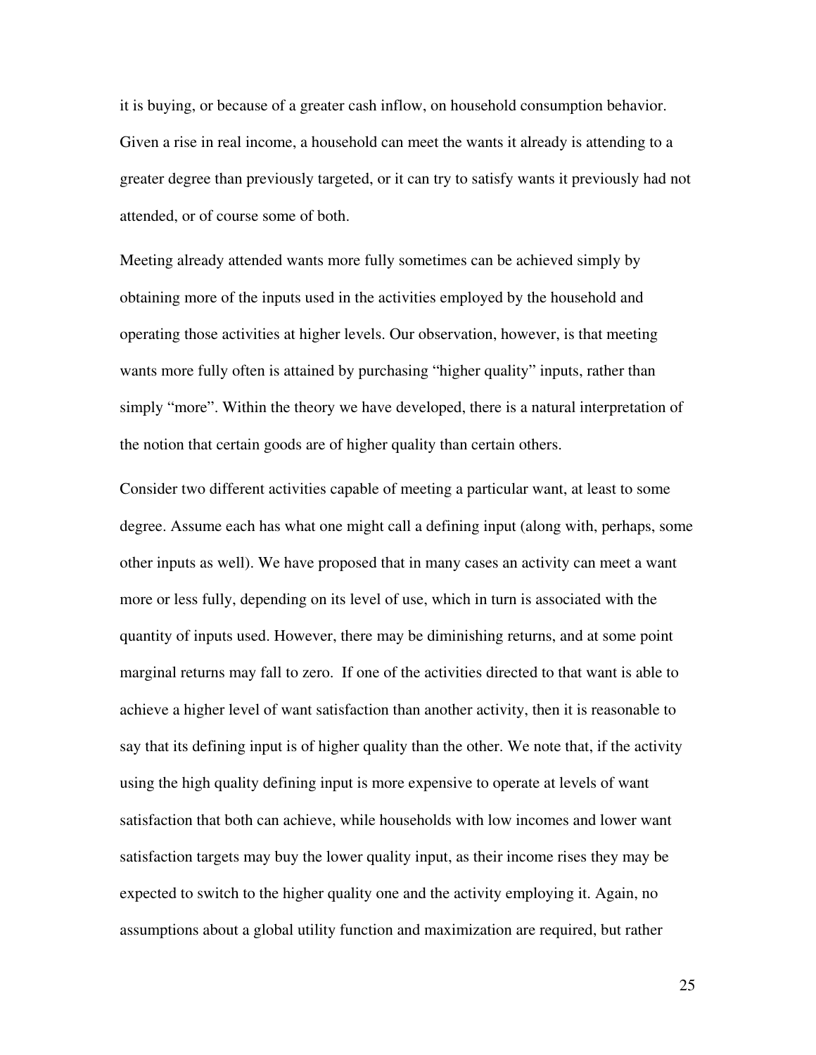it is buying, or because of a greater cash inflow, on household consumption behavior. Given a rise in real income, a household can meet the wants it already is attending to a greater degree than previously targeted, or it can try to satisfy wants it previously had not attended, or of course some of both.

Meeting already attended wants more fully sometimes can be achieved simply by obtaining more of the inputs used in the activities employed by the household and operating those activities at higher levels. Our observation, however, is that meeting wants more fully often is attained by purchasing "higher quality" inputs, rather than simply "more". Within the theory we have developed, there is a natural interpretation of the notion that certain goods are of higher quality than certain others.

Consider two different activities capable of meeting a particular want, at least to some degree. Assume each has what one might call a defining input (along with, perhaps, some other inputs as well). We have proposed that in many cases an activity can meet a want more or less fully, depending on its level of use, which in turn is associated with the quantity of inputs used. However, there may be diminishing returns, and at some point marginal returns may fall to zero. If one of the activities directed to that want is able to achieve a higher level of want satisfaction than another activity, then it is reasonable to say that its defining input is of higher quality than the other. We note that, if the activity using the high quality defining input is more expensive to operate at levels of want satisfaction that both can achieve, while households with low incomes and lower want satisfaction targets may buy the lower quality input, as their income rises they may be expected to switch to the higher quality one and the activity employing it. Again, no assumptions about a global utility function and maximization are required, but rather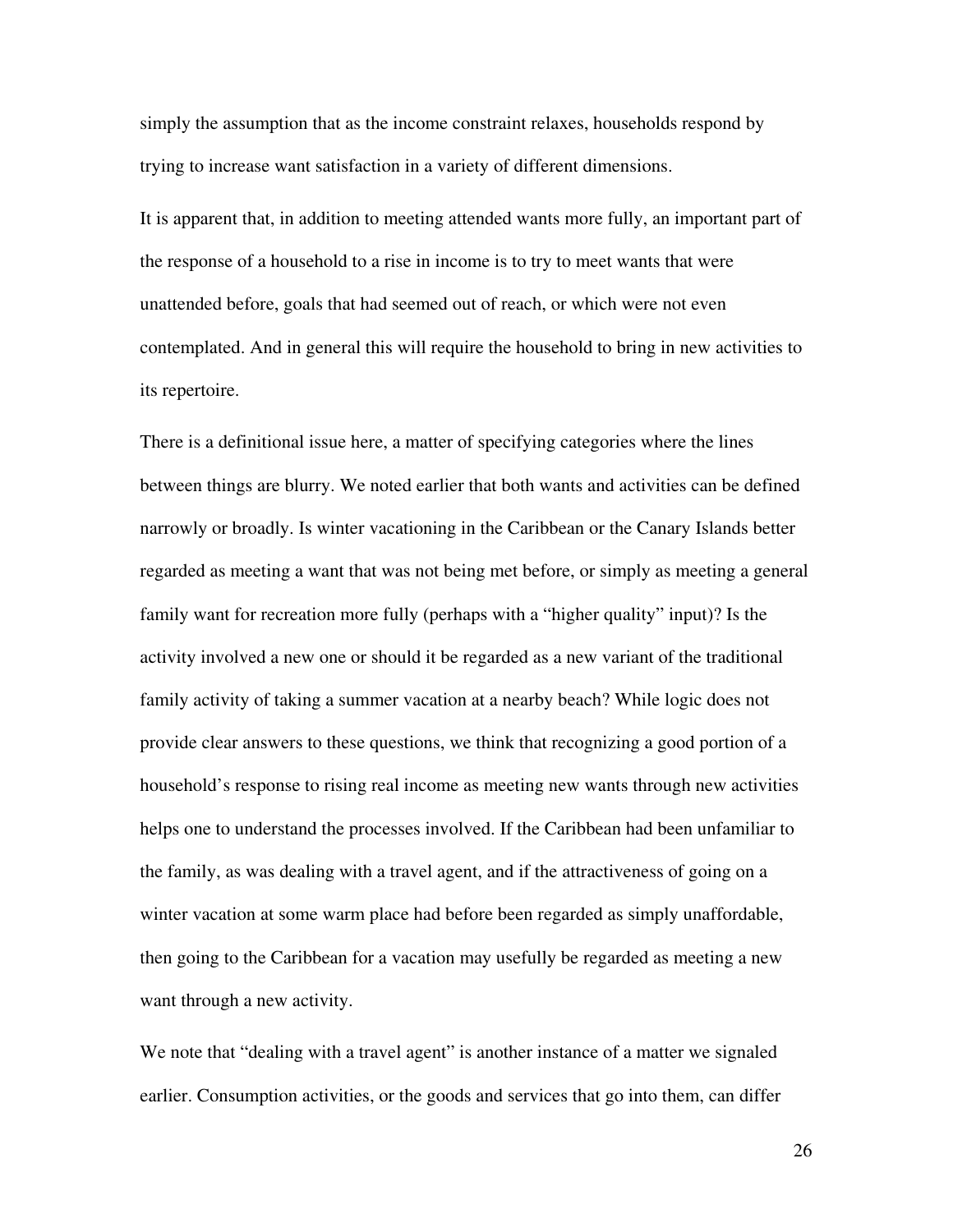simply the assumption that as the income constraint relaxes, households respond by trying to increase want satisfaction in a variety of different dimensions.

It is apparent that, in addition to meeting attended wants more fully, an important part of the response of a household to a rise in income is to try to meet wants that were unattended before, goals that had seemed out of reach, or which were not even contemplated. And in general this will require the household to bring in new activities to its repertoire.

There is a definitional issue here, a matter of specifying categories where the lines between things are blurry. We noted earlier that both wants and activities can be defined narrowly or broadly. Is winter vacationing in the Caribbean or the Canary Islands better regarded as meeting a want that was not being met before, or simply as meeting a general family want for recreation more fully (perhaps with a "higher quality" input)? Is the activity involved a new one or should it be regarded as a new variant of the traditional family activity of taking a summer vacation at a nearby beach? While logic does not provide clear answers to these questions, we think that recognizing a good portion of a household's response to rising real income as meeting new wants through new activities helps one to understand the processes involved. If the Caribbean had been unfamiliar to the family, as was dealing with a travel agent, and if the attractiveness of going on a winter vacation at some warm place had before been regarded as simply unaffordable, then going to the Caribbean for a vacation may usefully be regarded as meeting a new want through a new activity.

We note that "dealing with a travel agent" is another instance of a matter we signaled earlier. Consumption activities, or the goods and services that go into them, can differ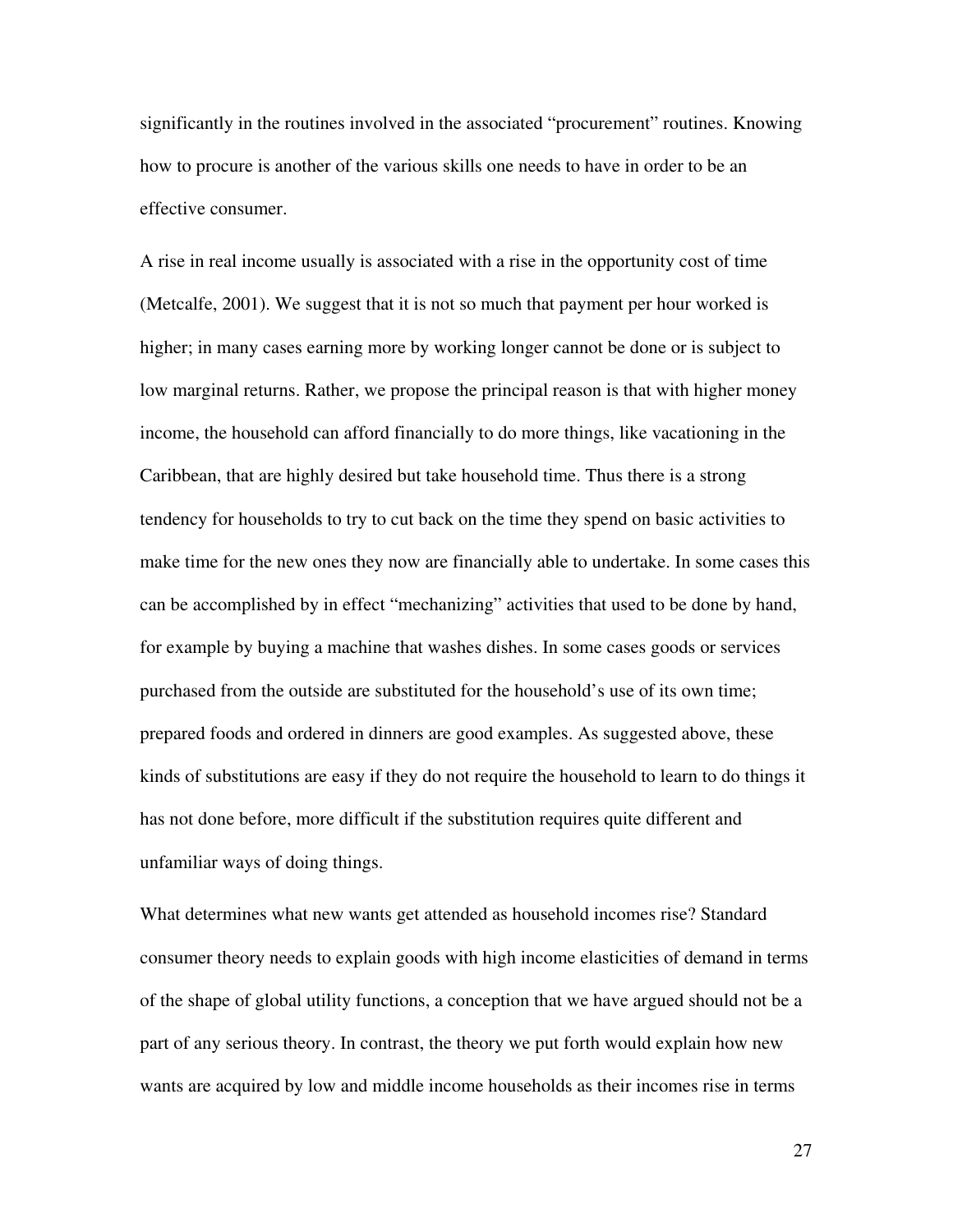significantly in the routines involved in the associated “procurement” routines. Knowing how to procure is another of the various skills one needs to have in order to be an effective consumer.

A rise in real income usually is associated with a rise in the opportunity cost of time (Metcalfe, 2001). We suggest that it is not so much that payment per hour worked is higher; in many cases earning more by working longer cannot be done or is subject to low marginal returns. Rather, we propose the principal reason is that with higher money income, the household can afford financially to do more things, like vacationing in the Caribbean, that are highly desired but take household time. Thus there is a strong tendency for households to try to cut back on the time they spend on basic activities to make time for the new ones they now are financially able to undertake. In some cases this can be accomplished by in effect “mechanizing” activities that used to be done by hand, for example by buying a machine that washes dishes. In some cases goods or services purchased from the outside are substituted for the household’s use of its own time; prepared foods and ordered in dinners are good examples. As suggested above, these kinds of substitutions are easy if they do not require the household to learn to do things it has not done before, more difficult if the substitution requires quite different and unfamiliar ways of doing things.

What determines what new wants get attended as household incomes rise? Standard consumer theory needs to explain goods with high income elasticities of demand in terms of the shape of global utility functions, a conception that we have argued should not be a part of any serious theory. In contrast, the theory we put forth would explain how new wants are acquired by low and middle income households as their incomes rise in terms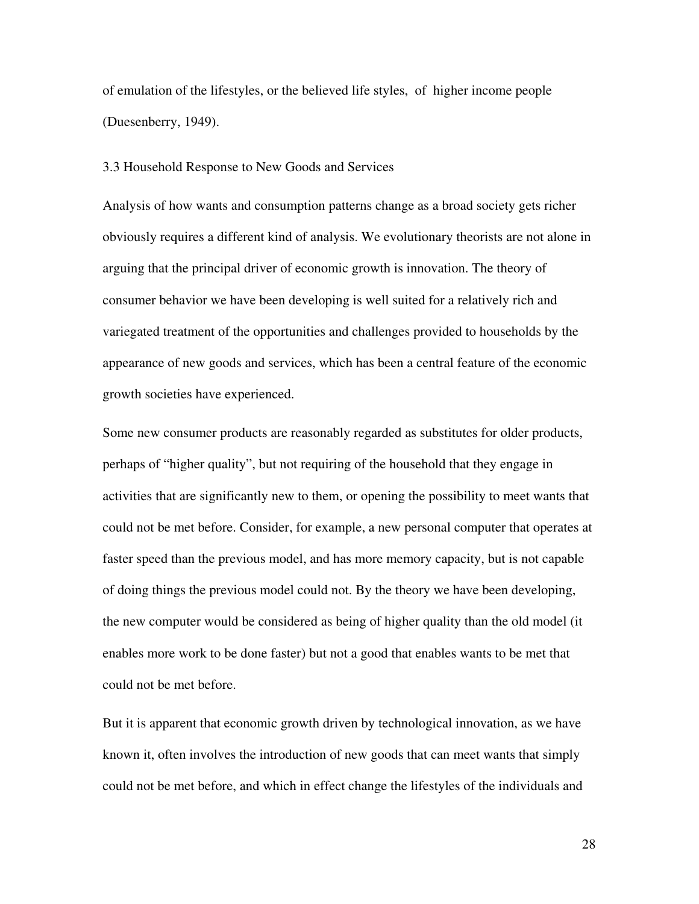of emulation of the lifestyles, or the believed life styles, of higher income people (Duesenberry, 1949).

### 3.3 Household Response to New Goods and Services

Analysis of how wants and consumption patterns change as a broad society gets richer obviously requires a different kind of analysis. We evolutionary theorists are not alone in arguing that the principal driver of economic growth is innovation. The theory of consumer behavior we have been developing is well suited for a relatively rich and variegated treatment of the opportunities and challenges provided to households by the appearance of new goods and services, which has been a central feature of the economic growth societies have experienced.

Some new consumer products are reasonably regarded as substitutes for older products, perhaps of "higher quality", but not requiring of the household that they engage in activities that are significantly new to them, or opening the possibility to meet wants that could not be met before. Consider, for example, a new personal computer that operates at faster speed than the previous model, and has more memory capacity, but is not capable of doing things the previous model could not. By the theory we have been developing, the new computer would be considered as being of higher quality than the old model (it enables more work to be done faster) but not a good that enables wants to be met that could not be met before.

But it is apparent that economic growth driven by technological innovation, as we have known it, often involves the introduction of new goods that can meet wants that simply could not be met before, and which in effect change the lifestyles of the individuals and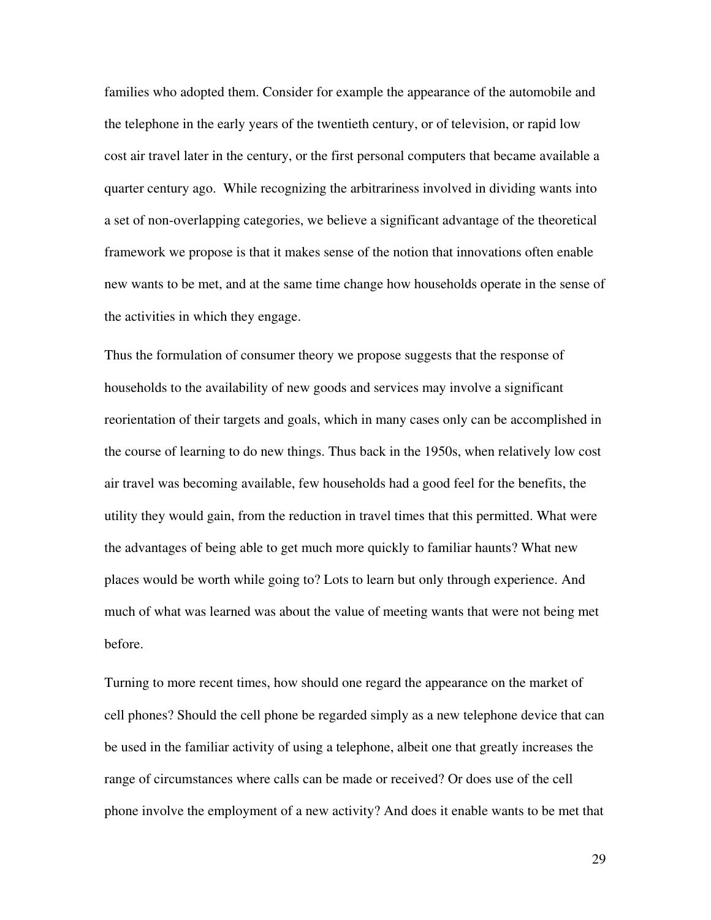families who adopted them. Consider for example the appearance of the automobile and the telephone in the early years of the twentieth century, or of television, or rapid low cost air travel later in the century, or the first personal computers that became available a quarter century ago.  While recognizing the arbitrariness involved in dividing wants into a set of non-overlapping categories, we believe a significant advantage of the theoretical framework we propose is that it makes sense of the notion that innovations often enable new wants to be met, and at the same time change how households operate in the sense of the activities in which they engage.

Thus the formulation of consumer theory we propose suggests that the response of households to the availability of new goods and services may involve a significant reorientation of their targets and goals, which in many cases only can be accomplished in the course of learning to do new things. Thus back in the 1950s, when relatively low cost air travel was becoming available, few households had a good feel for the benefits, the utility they would gain, from the reduction in travel times that this permitted. What were the advantages of being able to get much more quickly to familiar haunts? What new places would be worth while going to? Lots to learn but only through experience. And much of what was learned was about the value of meeting wants that were not being met before.

Turning to more recent times, how should one regard the appearance on the market of cell phones? Should the cell phone be regarded simply as a new telephone device that can be used in the familiar activity of using a telephone, albeit one that greatly increases the range of circumstances where calls can be made or received? Or does use of the cell phone involve the employment of a new activity? And does it enable wants to be met that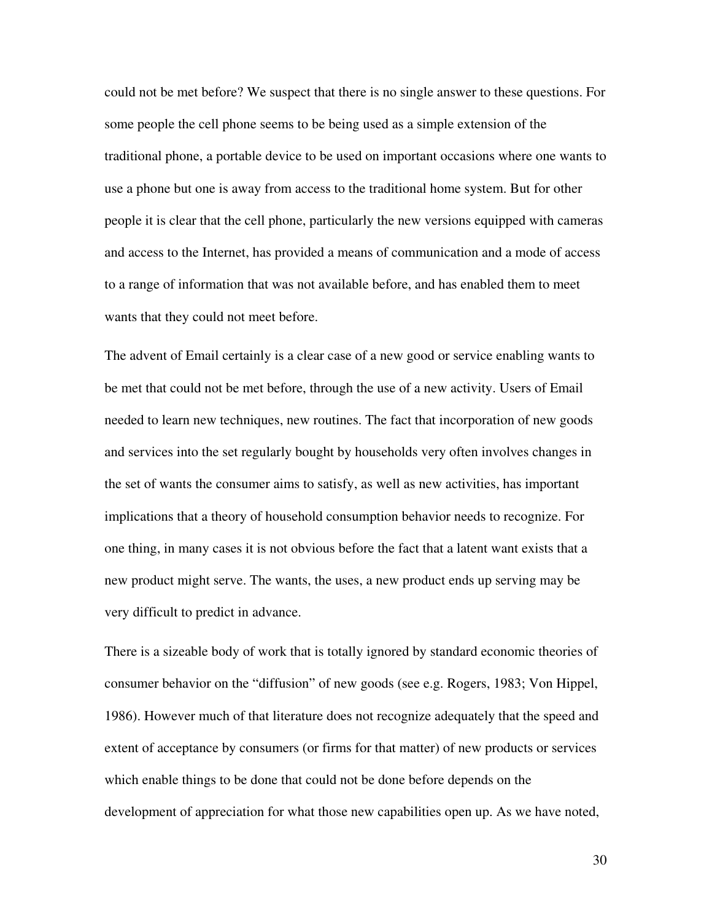could not be met before? We suspect that there is no single answer to these questions. For some people the cell phone seems to be being used as a simple extension of the traditional phone, a portable device to be used on important occasions where one wants to use a phone but one is away from access to the traditional home system. But for other people it is clear that the cell phone, particularly the new versions equipped with cameras and access to the Internet, has provided a means of communication and a mode of access to a range of information that was not available before, and has enabled them to meet wants that they could not meet before.

The advent of Email certainly is a clear case of a new good or service enabling wants to be met that could not be met before, through the use of a new activity. Users of Email needed to learn new techniques, new routines. The fact that incorporation of new goods and services into the set regularly bought by households very often involves changes in the set of wants the consumer aims to satisfy, as well as new activities, has important implications that a theory of household consumption behavior needs to recognize. For one thing, in many cases it is not obvious before the fact that a latent want exists that a new product might serve. The wants, the uses, a new product ends up serving may be very difficult to predict in advance.

There is a sizeable body of work that is totally ignored by standard economic theories of consumer behavior on the "diffusion" of new goods (see e.g. Rogers, 1983; Von Hippel, 1986). However much of that literature does not recognize adequately that the speed and extent of acceptance by consumers (or firms for that matter) of new products or services which enable things to be done that could not be done before depends on the development of appreciation for what those new capabilities open up. As we have noted,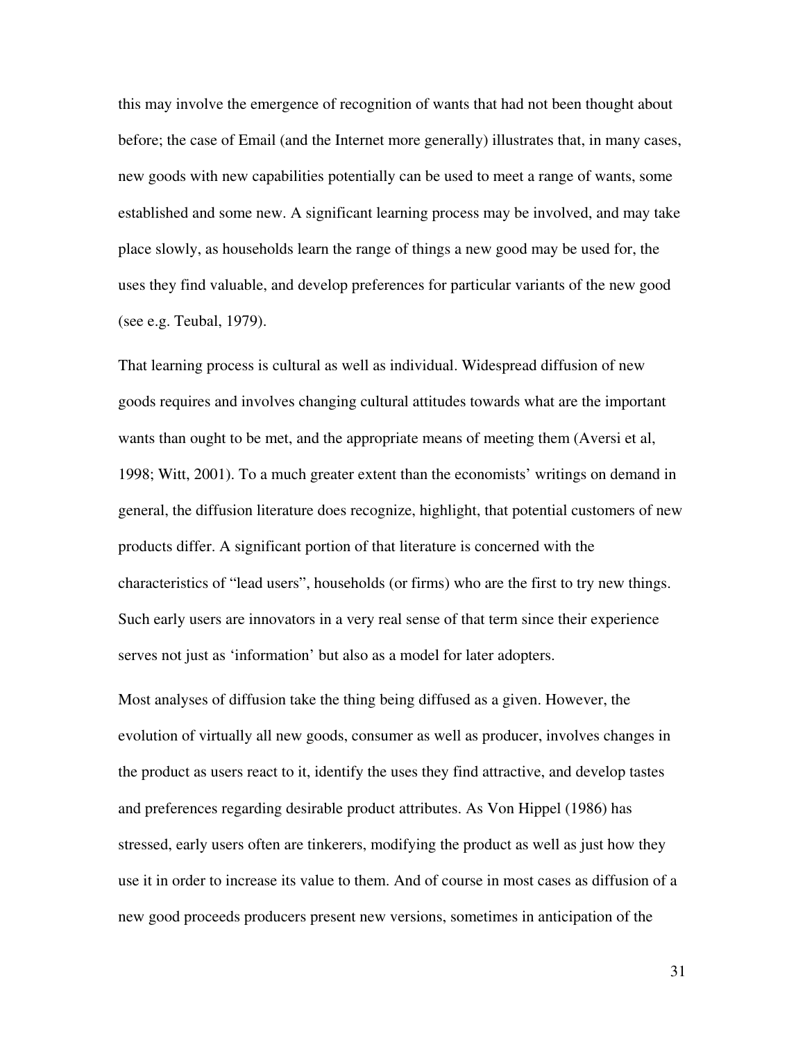this may involve the emergence of recognition of wants that had not been thought about before; the case of Email (and the Internet more generally) illustrates that, in many cases, new goods with new capabilities potentially can be used to meet a range of wants, some established and some new. A significant learning process may be involved, and may take place slowly, as households learn the range of things a new good may be used for, the uses they find valuable, and develop preferences for particular variants of the new good (see e.g. Teubal, 1979).

That learning process is cultural as well as individual. Widespread diffusion of new goods requires and involves changing cultural attitudes towards what are the important wants than ought to be met, and the appropriate means of meeting them (Aversi et al, 1998; Witt, 2001). To a much greater extent than the economists' writings on demand in general, the diffusion literature does recognize, highlight, that potential customers of new products differ. A significant portion of that literature is concerned with the characteristics of "lead users", households (or firms) who are the first to try new things. Such early users are innovators in a very real sense of that term since their experience serves not just as 'information' but also as a model for later adopters.

Most analyses of diffusion take the thing being diffused as a given. However, the evolution of virtually all new goods, consumer as well as producer, involves changes in the product as users react to it, identify the uses they find attractive, and develop tastes and preferences regarding desirable product attributes. As Von Hippel (1986) has stressed, early users often are tinkerers, modifying the product as well as just how they use it in order to increase its value to them. And of course in most cases as diffusion of a new good proceeds producers present new versions, sometimes in anticipation of the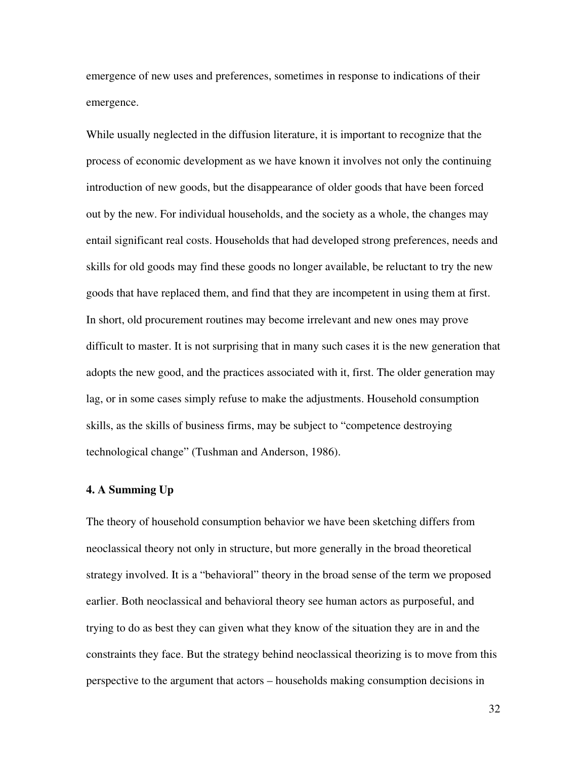emergence of new uses and preferences, sometimes in response to indications of their emergence.

While usually neglected in the diffusion literature, it is important to recognize that the process of economic development as we have known it involves not only the continuing introduction of new goods, but the disappearance of older goods that have been forced out by the new. For individual households, and the society as a whole, the changes may entail significant real costs. Households that had developed strong preferences, needs and skills for old goods may find these goods no longer available, be reluctant to try the new goods that have replaced them, and find that they are incompetent in using them at first. In short, old procurement routines may become irrelevant and new ones may prove difficult to master. It is not surprising that in many such cases it is the new generation that adopts the new good, and the practices associated with it, first. The older generation may lag, or in some cases simply refuse to make the adjustments. Household consumption skills, as the skills of business firms, may be subject to "competence destroying technological change" (Tushman and Anderson, 1986).

### 4. A Summing Up

The theory of household consumption behavior we have been sketching differs from neoclassical theory not only in structure, but more generally in the broad theoretical strategy involved. It is a "behavioral" theory in the broad sense of the term we proposed earlier. Both neoclassical and behavioral theory see human actors as purposeful, and trying to do as best they can given what they know of the situation they are in and the constraints they face. But the strategy behind neoclassical theorizing is to move from this perspective to the argument that actors – households making consumption decisions in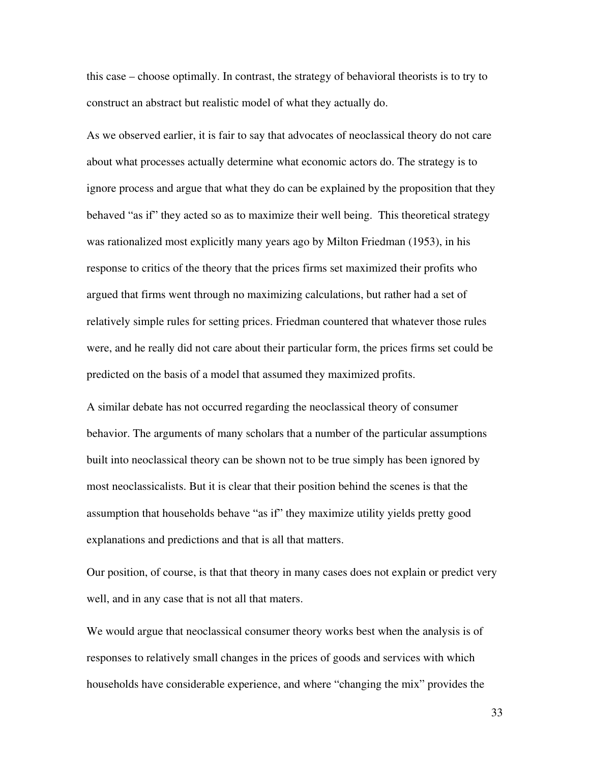this case – choose optimally. In contrast, the strategy of behavioral theorists is to try to construct an abstract but realistic model of what they actually do.

As we observed earlier, it is fair to say that advocates of neoclassical theory do not care about what processes actually determine what economic actors do. The strategy is to ignore process and argue that what they do can be explained by the proposition that they behaved "as if" they acted so as to maximize their well being. This theoretical strategy was rationalized most explicitly many years ago by Milton Friedman (1953), in his response to critics of the theory that the prices firms set maximized their profits who argued that firms went through no maximizing calculations, but rather had a set of relatively simple rules for setting prices. Friedman countered that whatever those rules were, and he really did not care about their particular form, the prices firms set could be predicted on the basis of a model that assumed they maximized profits.

A similar debate has not occurred regarding the neoclassical theory of consumer behavior. The arguments of many scholars that a number of the particular assumptions built into neoclassical theory can be shown not to be true simply has been ignored by most neoclassicalists. But it is clear that their position behind the scenes is that the assumption that households behave "as if" they maximize utility yields pretty good explanations and predictions and that is all that matters.

Our position, of course, is that that theory in many cases does not explain or predict very well, and in any case that is not all that maters.

We would argue that neoclassical consumer theory works best when the analysis is of responses to relatively small changes in the prices of goods and services with which households have considerable experience, and where "changing the mix" provides the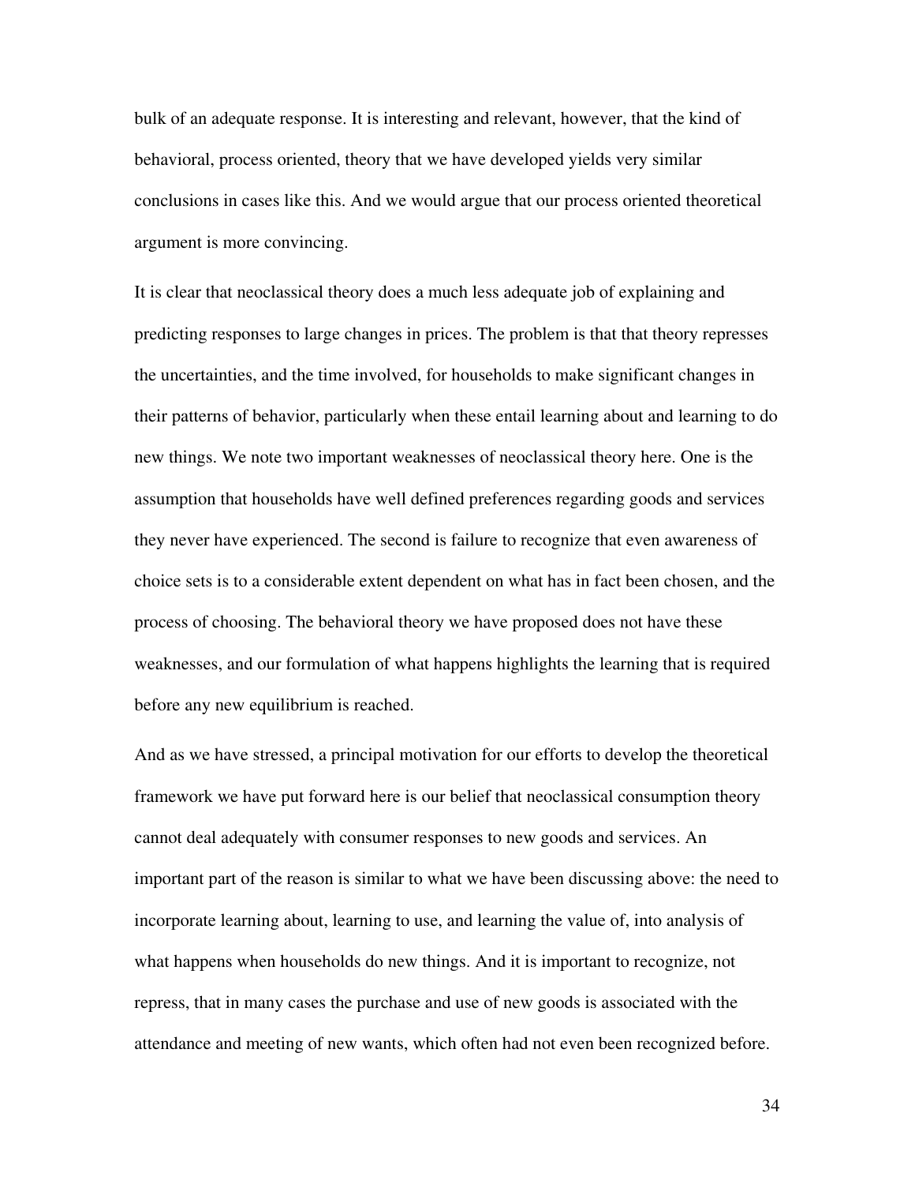bulk of an adequate response. It is interesting and relevant, however, that the kind of behavioral, process oriented, theory that we have developed yields very similar conclusions in cases like this. And we would argue that our process oriented theoretical argument is more convincing.

It is clear that neoclassical theory does a much less adequate job of explaining and predicting responses to large changes in prices. The problem is that that theory represses the uncertainties, and the time involved, for households to make significant changes in their patterns of behavior, particularly when these entail learning about and learning to do new things. We note two important weaknesses of neoclassical theory here. One is the assumption that households have well defined preferences regarding goods and services they never have experienced. The second is failure to recognize that even awareness of choice sets is to a considerable extent dependent on what has in fact been chosen, and the process of choosing. The behavioral theory we have proposed does not have these weaknesses, and our formulation of what happens highlights the learning that is required before any new equilibrium is reached.

And as we have stressed, a principal motivation for our efforts to develop the theoretical framework we have put forward here is our belief that neoclassical consumption theory cannot deal adequately with consumer responses to new goods and services. An important part of the reason is similar to what we have been discussing above: the need to incorporate learning about, learning to use, and learning the value of, into analysis of what happens when households do new things. And it is important to recognize, not repress, that in many cases the purchase and use of new goods is associated with the attendance and meeting of new wants, which often had not even been recognized before.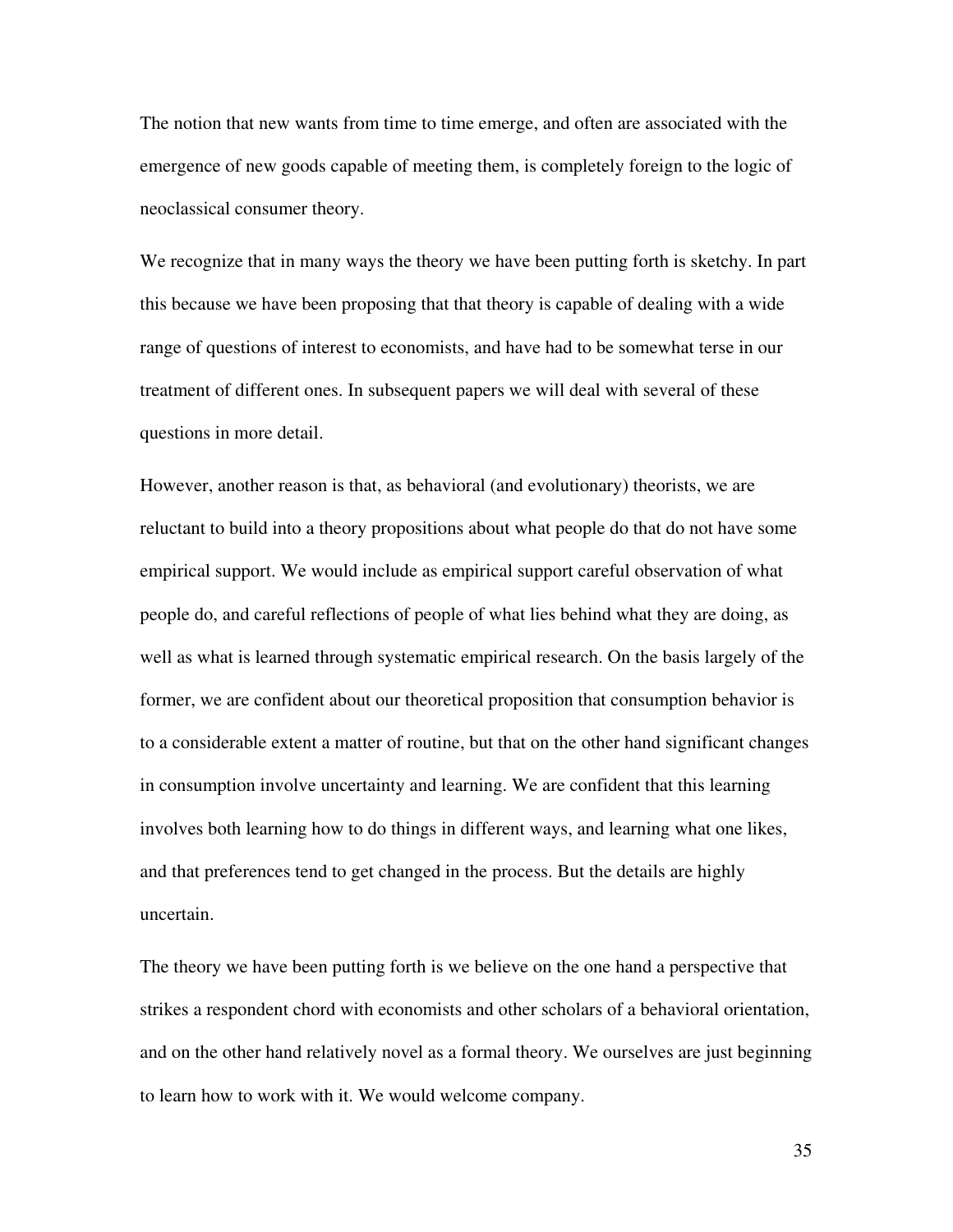The notion that new wants from time to time emerge, and often are associated with the emergence of new goods capable of meeting them, is completely foreign to the logic of neoclassical consumer theory.

We recognize that in many ways the theory we have been putting forth is sketchy. In part this because we have been proposing that that theory is capable of dealing with a wide range of questions of interest to economists, and have had to be somewhat terse in our treatment of different ones. In subsequent papers we will deal with several of these questions in more detail.

However, another reason is that, as behavioral (and evolutionary) theorists, we are reluctant to build into a theory propositions about what people do that do not have some empirical support. We would include as empirical support careful observation of what people do, and careful reflections of people of what lies behind what they are doing, as well as what is learned through systematic empirical research. On the basis largely of the former, we are confident about our theoretical proposition that consumption behavior is to a considerable extent a matter of routine, but that on the other hand significant changes in consumption involve uncertainty and learning. We are confident that this learning involves both learning how to do things in different ways, and learning what one likes, and that preferences tend to get changed in the process. But the details are highly uncertain.

The theory we have been putting forth is we believe on the one hand a perspective that strikes a respondent chord with economists and other scholars of a behavioral orientation, and on the other hand relatively novel as a formal theory. We ourselves are just beginning to learn how to work with it. We would welcome company.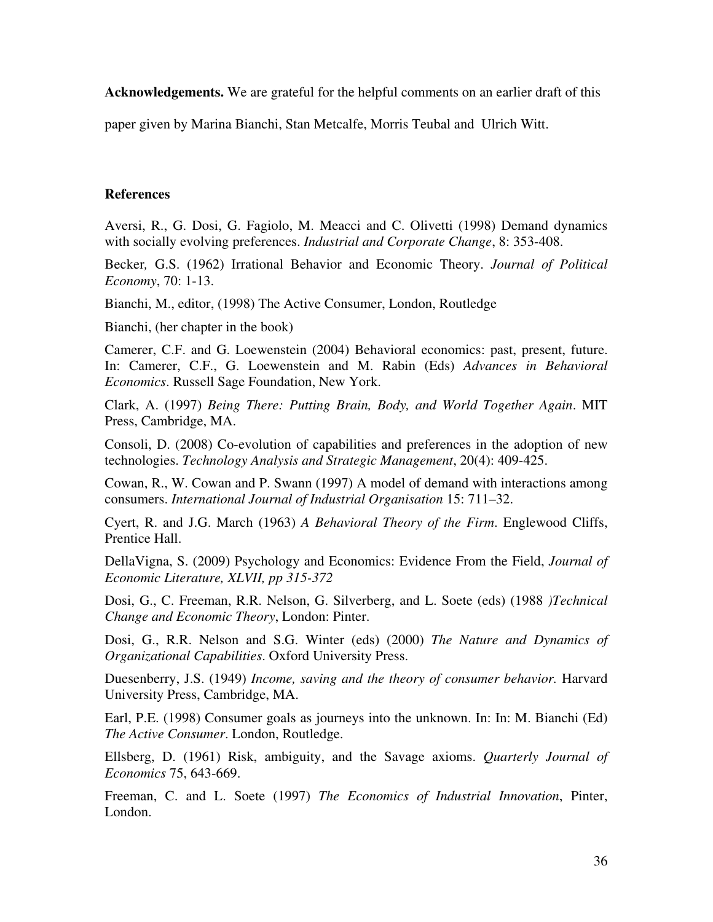**Acknowledgements.** We are grateful for the helpful comments on an earlier draft of this paper given by Marina Bianchi, Stan Metcalfe, Morris Teubal and Ulrich Witt.

## References

Aversi, R., G. Dosi, G. Fagiolo, M. Meacci and C. Olivetti (1998) Demand dynamics with socially evolving preferences. *Industrial and Corporate Change*, 8: 353-408.

Becker, G.S. (1962) Irrational Behavior and Economic Theory. *Journal of Political Economy*, 70: 1-13.

Bianchi, M., editor, (1998) The Active Consumer, London, Routledge

Bianchi, (her chapter in the book)

Camerer, C.F. and G. Loewenstein (2004) Behavioral economics: past, present, future. In: Camerer, C.F., G. Loewenstein and M. Rabin (Eds) *Advances in Behavioral Economics*. Russell Sage Foundation, New York.

Clark, A. (1997) *Being There: Putting Brain, Body, and World Together Again*. MIT Press, Cambridge, MA.

Consoli, D. (2008) Co-evolution of capabilities and preferences in the adoption of new technologies. *Technology Analysis and Strategic Management*, 20(4): 409-425.

Cowan, R., W. Cowan and P. Swann (1997) A model of demand with interactions among consumers. *International Journal of Industrial Organisation* 15: 711–32.

Cyert, R. and J.G. March (1963) *A Behavioral Theory of the Firm*. Englewood Cliffs, Prentice Hall.

DellaVigna, S. (2009) Psychology and Economics: Evidence From the Field, *Journal of Economic Literature, XLVII, pp 315-372*

Dosi, G., C. Freeman, R.R. Nelson, G. Silverberg, and L. Soete (eds) (1988 )*Technical Change and Economic Theory*, London: Pinter.

Dosi, G., R.R. Nelson and S.G. Winter (eds) (2000) *The Nature and Dynamics of Organizational Capabilities*. Oxford University Press.

Duesenberry, J.S. (1949) *Income, saving and the theory of consumer behavior.* Harvard University Press, Cambridge, MA.

Earl, P.E. (1998) Consumer goals as journeys into the unknown. In: In: M. Bianchi (Ed) *The Active Consumer*. London, Routledge.

Ellsberg, D. (1961) Risk, ambiguity, and the Savage axioms. *Quarterly Journal of Economics* 75, 643-669.

Freeman, C. and L. Soete (1997) *The Economics of Industrial Innovation*, Pinter, London.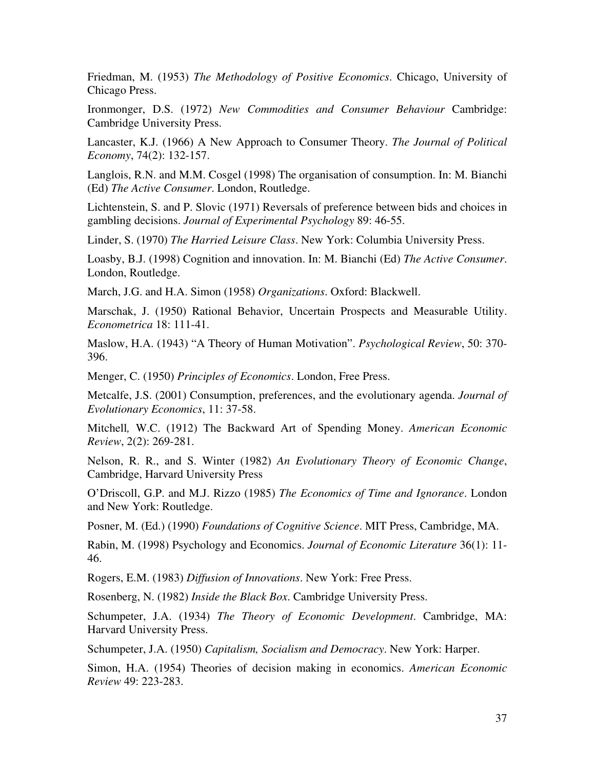Friedman, M. (1953) *The Methodology of Positive Economics*. Chicago, University of Chicago Press.

Ironmonger, D.S. (1972) *New Commodities and Consumer Behaviour* Cambridge: Cambridge University Press.

Lancaster, K.J. (1966) A New Approach to Consumer Theory. *The Journal of Political Economy*, 74(2): 132-157.

Langlois, R.N. and M.M. Cosgel (1998) The organisation of consumption. In: M. Bianchi (Ed) *The Active Consumer*. London, Routledge.

Lichtenstein, S. and P. Slovic (1971) Reversals of preference between bids and choices in gambling decisions. *Journal of Experimental Psychology* 89: 46-55.

Linder, S. (1970) *The Harried Leisure Class*. New York: Columbia University Press.

Loasby, B.J. (1998) Cognition and innovation. In: M. Bianchi (Ed) *The Active Consumer*. London, Routledge.

March, J.G. and H.A. Simon (1958) *Organizations*. Oxford: Blackwell.

Marschak, J. (1950) Rational Behavior, Uncertain Prospects and Measurable Utility. *Econometrica* 18: 111-41.

Maslow, H.A. (1943) "A Theory of Human Motivation". *Psychological Review*, 50: 370-396.

Menger, C. (1950) *Principles of Economics*. London, Free Press.

Metcalfe, J.S. (2001) Consumption, preferences, and the evolutionary agenda. *Journal of Evolutionary Economics*, 11: 37-58.

Mitchell, W.C. (1912) The Backward Art of Spending Money. *American Economic Review*, 2(2): 269-281.

Nelson, R. R., and S. Winter (1982) *An Evolutionary Theory of Economic Change*, Cambridge, Harvard University Press

O'Driscoll, G.P. and M.J. Rizzo (1985) *The Economics of Time and Ignorance*. London and New York: Routledge.

Posner, M. (Ed.) (1990) *Foundations of Cognitive Science*. MIT Press, Cambridge, MA.

Rabin, M. (1998) Psychology and Economics. *Journal of Economic Literature* 36(1): 11-46.

Rogers, E.M. (1983) *Diffusion of Innovations*. New York: Free Press.

Rosenberg, N. (1982) *Inside the Black Box*. Cambridge University Press.

Schumpeter, J.A. (1934) *The Theory of Economic Development*. Cambridge, MA: Harvard University Press.

Schumpeter, J.A. (1950) *Capitalism, Socialism and Democracy*. New York: Harper.

Simon, H.A. (1954) Theories of decision making in economics. *American Economic Review* 49: 223-283.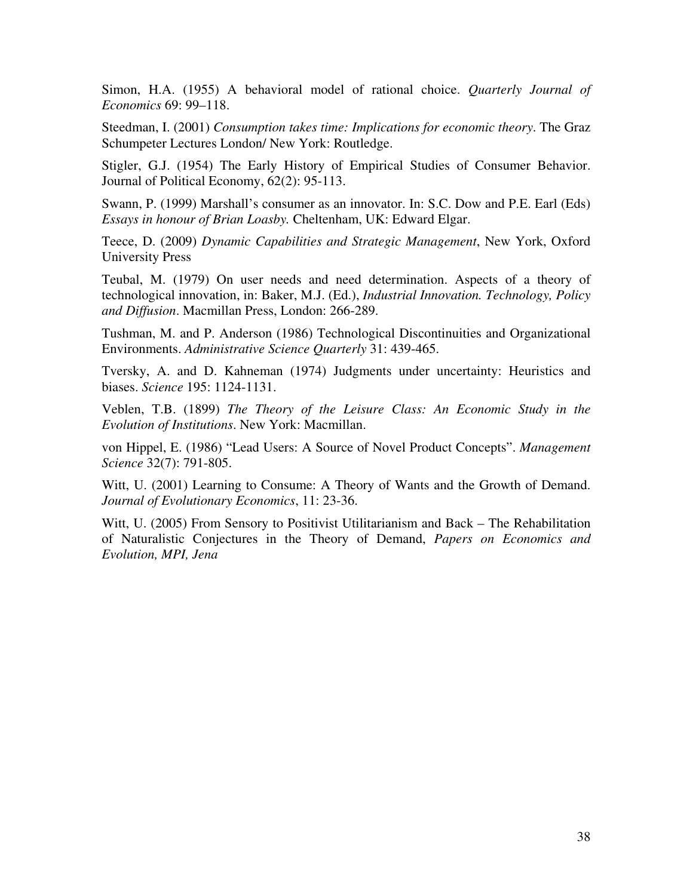Simon, H.A. (1955) A behavioral model of rational choice. *Quarterly Journal of Economics* 69: 99–118.

Steedman, I. (2001) *Consumption takes time: Implications for economic theory*. The Graz Schumpeter Lectures London/ New York: Routledge.

Stigler, G.J. (1954) The Early History of Empirical Studies of Consumer Behavior. Journal of Political Economy, 62(2): 95-113.

Swann, P. (1999) Marshall's consumer as an innovator. In: S.C. Dow and P.E. Earl (Eds) *Essays in honour of Brian Loasby.* Cheltenham, UK: Edward Elgar.

Teece, D. (2009) *Dynamic Capabilities and Strategic Management*, New York, Oxford University Press

Teubal, M. (1979) On user needs and need determination. Aspects of a theory of technological innovation, in: Baker, M.J. (Ed.), *Industrial Innovation. Technology, Policy and Diffusion*. Macmillan Press, London: 266-289.

Tushman, M. and P. Anderson (1986) Technological Discontinuities and Organizational Environments. *Administrative Science Quarterly* 31: 439-465.

Tversky, A. and D. Kahneman (1974) Judgments under uncertainty: Heuristics and biases. *Science* 195: 1124-1131.

Veblen, T.B. (1899) *The Theory of the Leisure Class: An Economic Study in the Evolution of Institutions*. New York: Macmillan.

von Hippel, E. (1986) "Lead Users: A Source of Novel Product Concepts". *Management Science* 32(7): 791-805.

Witt, U. (2001) Learning to Consume: A Theory of Wants and the Growth of Demand. *Journal of Evolutionary Economics*, 11: 23-36.

Witt, U. (2005) From Sensory to Positivist Utilitarianism and Back – The Rehabilitation of Naturalistic Conjectures in the Theory of Demand, *Papers on Economics and Evolution, MPI, Jena*